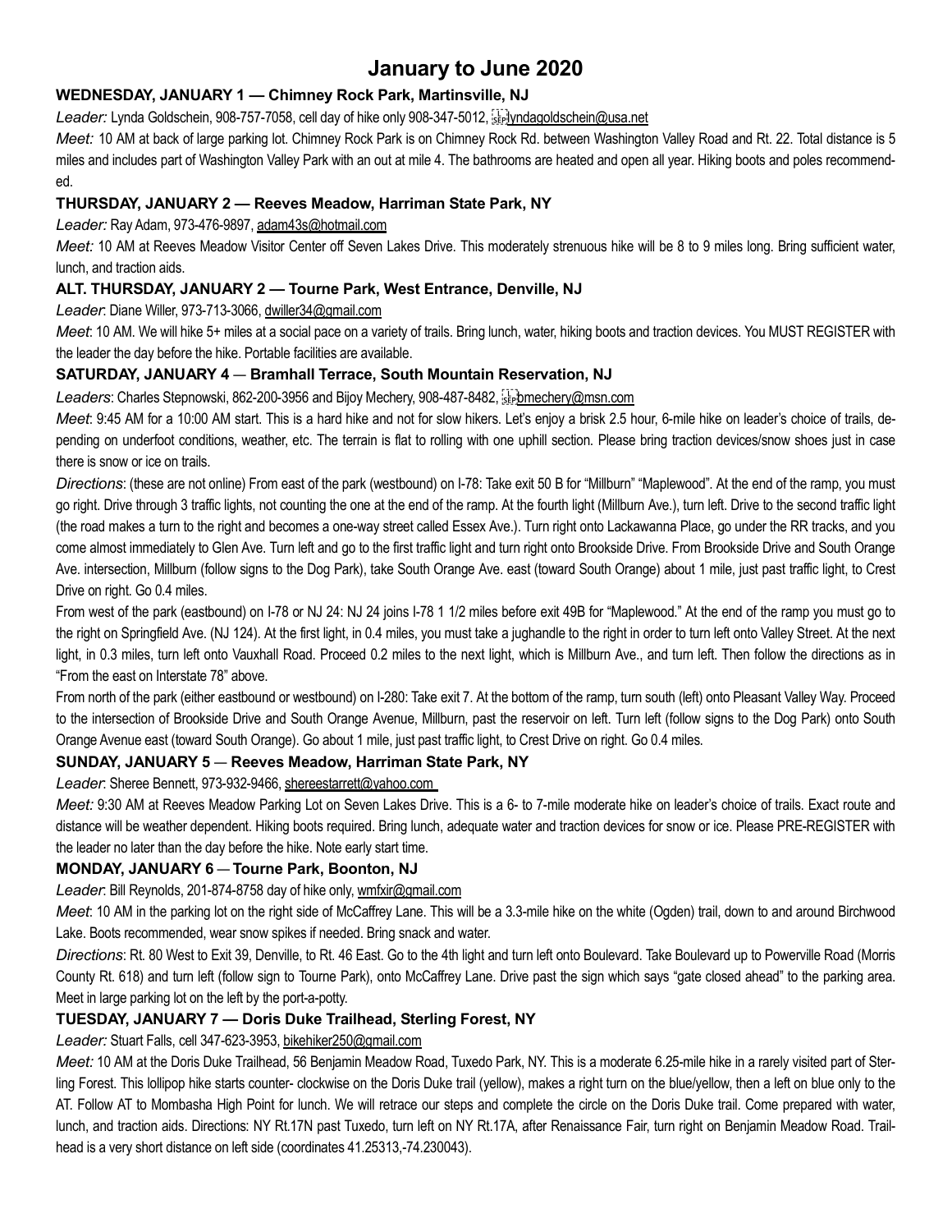# January to June 2020

### WEDNESDAY, JANUARY 1 — Chimney Rock Park, Martinsville, NJ

*Leader:* Lynda Goldschein, 908-757-7058, cell day of hike only 908-347-5012, lyndagoldschein@usa.net

*Meet:* 10 AM at back of large parking lot. Chimney Rock Park is on Chimney Rock Rd. between Washington Valley Road and Rt. 22. Total distance is 5 miles and includes part of Washington Valley Park with an out at mile 4. The bathrooms are heated and open all year. Hiking boots and poles recommended.

### THURSDAY, JANUARY 2 — Reeves Meadow, Harriman State Park, NY

*Leader:* Ray Adam, 973-476-9897, adam43s@hotmail.com

*Meet:* 10 AM at Reeves Meadow Visitor Center off Seven Lakes Drive. This moderately strenuous hike will be 8 to 9 miles long. Bring sufficient water, lunch, and traction aids.

### ALT. THURSDAY, JANUARY 2 — Tourne Park, West Entrance, Denville, NJ

*Leader*: Diane Willer, 973-713-3066, dwiller34@gmail.com

*Meet*: 10 AM. We will hike 5+ miles at a social pace on a variety of trails. Bring lunch, water, hiking boots and traction devices. You MUST REGISTER with the leader the day before the hike. Portable facilities are available.

### SATURDAY, JANUARY 4 — Bramhall Terrace, South Mountain Reservation, NJ

*Leaders*: Charles Stepnowski, 862-200-3956 and Bijoy Mechery, 908-487-8482, bmechery@msn.com

*Meet*: 9:45 AM for a 10:00 AM start. This is a hard hike and not for slow hikers. Let's enjoy a brisk 2.5 hour, 6-mile hike on leader's choice of trails, depending on underfoot conditions, weather, etc. The terrain is flat to rolling with one uphill section. Please bring traction devices/snow shoes just in case there is snow or ice on trails.

*Directions*: (these are not online) From east of the park (westbound) on I-78: Take exit 50 B for "Millburn" "Maplewood". At the end of the ramp, you must go right. Drive through 3 traffic lights, not counting the one at the end of the ramp. At the fourth light (Millburn Ave.), turn left. Drive to the second traffic light (the road makes a turn to the right and becomes a one-way street called Essex Ave.). Turn right onto Lackawanna Place, go under the RR tracks, and you come almost immediately to Glen Ave. Turn left and go to the first traffic light and turn right onto Brookside Drive. From Brookside Drive and South Orange Ave. intersection, Millburn (follow signs to the Dog Park), take South Orange Ave. east (toward South Orange) about 1 mile, just past traffic light, to Crest Drive on right. Go 0.4 miles.

From west of the park (eastbound) on I-78 or NJ 24: NJ 24 joins I-78 1 1/2 miles before exit 49B for "Maplewood." At the end of the ramp you must go to the right on Springfield Ave. (NJ 124). At the first light, in 0.4 miles, you must take a jughandle to the right in order to turn left onto Valley Street. At the next light, in 0.3 miles, turn left onto Vauxhall Road. Proceed 0.2 miles to the next light, which is Millburn Ave., and turn left. Then follow the directions as in "From the east on Interstate 78" above.

From north of the park (either eastbound or westbound) on I-280: Take exit 7. At the bottom of the ramp, turn south (left) onto Pleasant Valley Way. Proceed to the intersection of Brookside Drive and South Orange Avenue, Millburn, past the reservoir on left. Turn left (follow signs to the Dog Park) onto South Orange Avenue east (toward South Orange). Go about 1 mile, just past traffic light, to Crest Drive on right. Go 0.4 miles.

### SUNDAY, JANUARY 5 — Reeves Meadow, Harriman State Park, NY

*Leader*: Sheree Bennett, 973-932-9466, shereestarrett@yahoo.com

*Meet:* 9:30 AM at Reeves Meadow Parking Lot on Seven Lakes Drive. This is a 6- to 7-mile moderate hike on leader's choice of trails. Exact route and distance will be weather dependent. Hiking boots required. Bring lunch, adequate water and traction devices for snow or ice. Please PRE-REGISTER with the leader no later than the day before the hike. Note early start time.

### MONDAY, JANUARY 6 — Tourne Park, Boonton, NJ

*Leader*: Bill Reynolds, 201-874-8758 day of hike only, wmfxir@gmail.com

*Meet*: 10 AM in the parking lot on the right side of McCaffrey Lane. This will be a 3.3-mile hike on the white (Ogden) trail, down to and around Birchwood Lake. Boots recommended, wear snow spikes if needed. Bring snack and water.

*Directions*: Rt. 80 West to Exit 39, Denville, to Rt. 46 East. Go to the 4th light and turn left onto Boulevard. Take Boulevard up to Powerville Road (Morris County Rt. 618) and turn left (follow sign to Tourne Park), onto McCaffrey Lane. Drive past the sign which says "gate closed ahead" to the parking area. Meet in large parking lot on the left by the port-a-potty.

### TUESDAY, JANUARY 7 — Doris Duke Trailhead, Sterling Forest, NY

*Leader:* Stuart Falls, cell 347-623-3953, bikehiker250@gmail.com

*Meet:* 10 AM at the Doris Duke Trailhead, 56 Benjamin Meadow Road, Tuxedo Park, NY. This is a moderate 6.25-mile hike in a rarely visited part of Sterling Forest. This lollipop hike starts counter- clockwise on the Doris Duke trail (yellow), makes a right turn on the blue/yellow, then a left on blue only to the AT. Follow AT to Mombasha High Point for lunch. We will retrace our steps and complete the circle on the Doris Duke trail. Come prepared with water, lunch, and traction aids. Directions: NY Rt.17N past Tuxedo, turn left on NY Rt.17A, after Renaissance Fair, turn right on Benjamin Meadow Road. Trailhead is a very short distance on left side (coordinates 41.25313,-74.230043).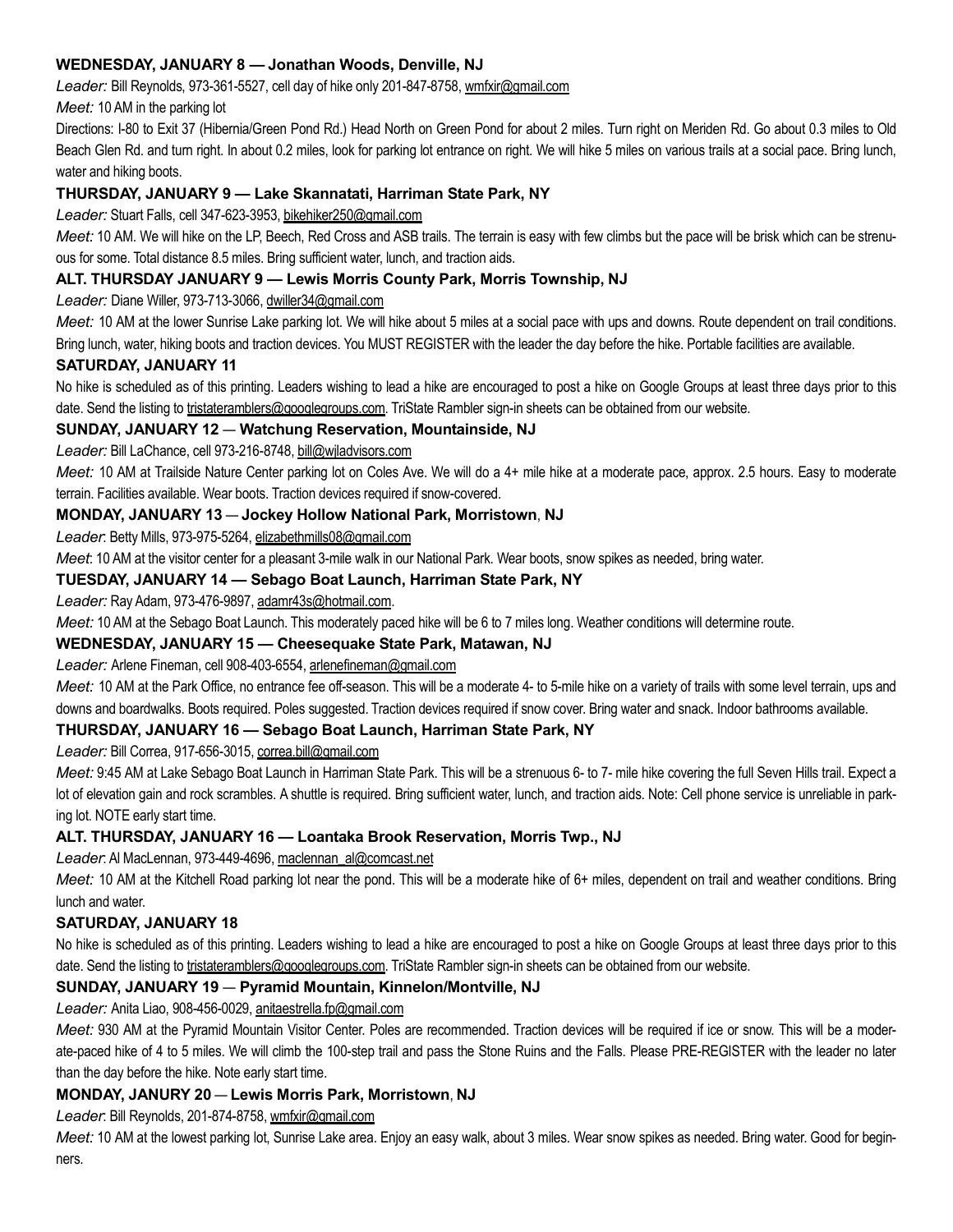**WEDNESDAY, JANUARY 8 — Jonathan Woods, Denville, NJ**

*Leader:* Bill Reynolds, 973-361-5527, cell day of hike only 201-847-8758, wmfxir@gmail.com

*Meet:* 10 AM in the parking lot

Directions: I-80 to Exit 37 (Hibernia/Green Pond Rd.) Head North on Green Pond for about 2 miles. Turn right on Meriden Rd. Go about 0.3 miles to Old Beach Glen Rd. and turn right. In about 0.2 miles, look for parking lot entrance on right. We will hike 5 miles on various trails at a social pace. Bring lunch, water and hiking boots.

**THURSDAY, JANUARY 9 — Lake Skannatati, Harriman State Park, NY**

*Leader:* Stuart Falls, cell 347-623-3953, bikehiker250@gmail.com

*Meet:* 10 AM. We will hike on the LP, Beech, Red Cross and ASB trails. The terrain is easy with few climbs but the pace will be brisk which can be strenuous for some. Total distance 8.5 miles. Bring sufficient water, lunch, and traction aids.

**ALT. THURSDAY JANUARY 9 — Lewis Morris County Park, Morris Township, NJ**

*Leader:* Diane Willer, 973-713-3066, dwiller34@gmail.com

*Meet:* 10 AM at the lower Sunrise Lake parking lot. We will hike about 5 miles at a social pace with ups and downs. Route dependent on trail conditions. Bring lunch, water, hiking boots and traction devices. You MUST REGISTER with the leader the day before the hike. Portable facilities are available.

**SATURDAY, JANUARY 11**

No hike is scheduled as of this printing. Leaders wishing to lead a hike are encouraged to post a hike on Google Groups at least three days prior to this date. Send the listing to tristateramblers@googlegroups.com. TriState Rambler sign-in sheets can be obtained from our website.

**SUNDAY, JANUARY 12 — Watchung Reservation, Mountainside, NJ**

*Leader:* Bill LaChance, cell 973-216-8748, bill@wjladvisors.com

*Meet:* 10 AM at Trailside Nature Center parking lot on Coles Ave. We will do a 4+ mile hike at a moderate pace, approx. 2.5 hours. Easy to moderate terrain. Facilities available. Wear boots. Traction devices required if snow-covered.

**MONDAY, JANUARY 13 — Jockey Hollow National Park, Morristown, NJ**

*Leader*: Betty Mills, 973-975-5264, elizabethmills08@gmail.com

*Meet*: 10 AM at the visitor center for a pleasant 3-mile walk in our National Park. Wear boots, snow spikes as needed, bring water.

**TUESDAY, JANUARY 14 — Sebago Boat Launch, Harriman State Park, NY**

*Leader:* Ray Adam, 973-476-9897, adamr43s@hotmail.com.

*Meet:* 10 AM at the Sebago Boat Launch. This moderately paced hike will be 6 to 7 miles long. Weather conditions will determine route.

**WEDNESDAY, JANUARY 15 — Cheesequake State Park, Matawan, NJ**

*Leader:* Arlene Fineman, cell 908-403-6554, arlenefineman@gmail.com

*Meet:* 10 AM at the Park Office, no entrance fee off-season. This will be a moderate 4- to 5-mile hike on a variety of trails with some level terrain, ups and downs and boardwalks. Boots required. Poles suggested. Traction devices required if snow cover. Bring water and snack. Indoor bathrooms available.

**THURSDAY, JANUARY 16 — Sebago Boat Launch, Harriman State Park, NY**

*Leader:* Bill Correa, 917-656-3015, correa.bill@gmail.com

*Meet:* 9:45 AM at Lake Sebago Boat Launch in Harriman State Park. This will be a strenuous 6- to 7- mile hike covering the full Seven Hills trail. Expect a lot of elevation gain and rock scrambles. A shuttle is required. Bring sufficient water, lunch, and traction aids. Note: Cell phone service is unreliable in parking lot. NOTE early start time.

**ALT. THURSDAY, JANUARY 16 — Loantaka Brook Reservation, Morris Twp., NJ**

*Leader*: Al MacLennan, 973-449-4696, maclennan_al@comcast.net

*Meet:* 10 AM at the Kitchell Road parking lot near the pond. This will be a moderate hike of 6+ miles, dependent on trail and weather conditions. Bring lunch and water.

**SATURDAY, JANUARY 18**

No hike is scheduled as of this printing. Leaders wishing to lead a hike are encouraged to post a hike on Google Groups at least three days prior to this date. Send the listing to tristateramblers@googlegroups.com. TriState Rambler sign-in sheets can be obtained from our website.

**SUNDAY, JANUARY 19 — Pyramid Mountain, Kinnelon/Montville, NJ**

*Leader:* Anita Liao, 908-456-0029, anitaestrella.fp@gmail.com

*Meet:* 930 AM at the Pyramid Mountain Visitor Center. Poles are recommended. Traction devices will be required if ice or snow. This will be a moderate-paced hike of 4 to 5 miles. We will climb the 100-step trail and pass the Stone Ruins and the Falls. Please PRE-REGISTER with the leader no later than the day before the hike. Note early start time.

**MONDAY, JANURY 20 — Lewis Morris Park, Morristown, NJ**

*Leader*: Bill Reynolds, 201-874-8758, wmfxir@gmail.com

*Meet:* 10 AM at the lowest parking lot, Sunrise Lake area. Enjoy an easy walk, about 3 miles. Wear snow spikes as needed. Bring water. Good for beginners.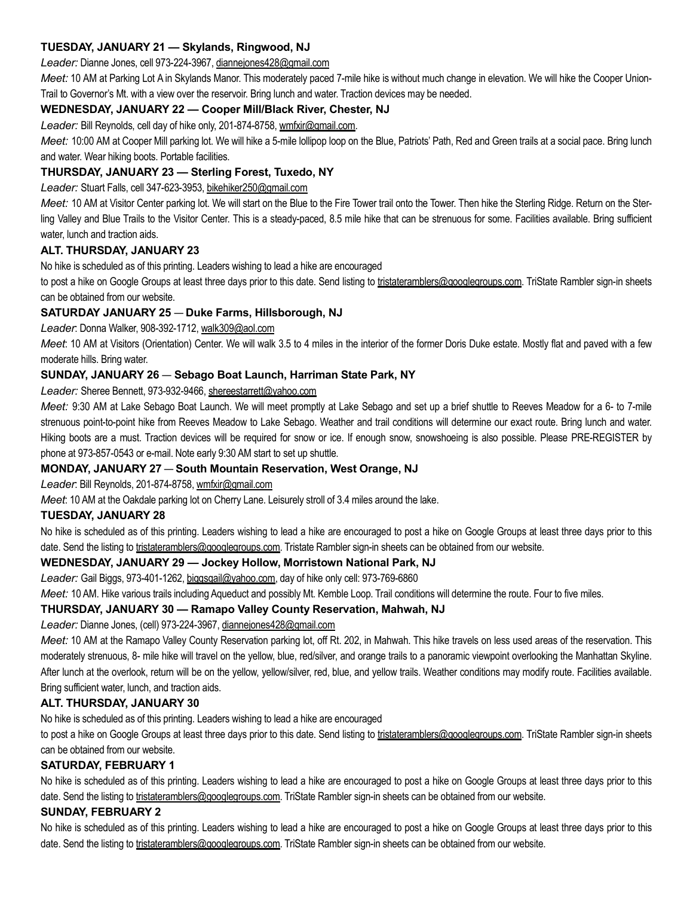### TUESDAY, JANUARY 21 — Skylands, Ringwood, NJ

*Leader:* Dianne Jones, cell 973-224-3967, diannejones428@gmail.com

*Meet:* 10 AM at Parking Lot A in Skylands Manor. This moderately paced 7-mile hike is without much change in elevation. We will hike the Cooper Union-Trail to Governor's Mt. with a view over the reservoir. Bring lunch and water. Traction devices may be needed.

### WEDNESDAY, JANUARY 22 — Cooper Mill/Black River, Chester, NJ

*Leader:* Bill Reynolds, cell day of hike only, 201-874-8758, wmfxir@gmail.com.

*Meet:* 10:00 AM at Cooper Mill parking lot. We will hike a 5-mile lollipop loop on the Blue, Patriots' Path, Red and Green trails at a social pace. Bring lunch and water. Wear hiking boots. Portable facilities.

### THURSDAY, JANUARY 23 — Sterling Forest, Tuxedo, NY

*Leader:* Stuart Falls, cell 347-623-3953, bikehiker250@gmail.com

*Meet:* 10 AM at Visitor Center parking lot. We will start on the Blue to the Fire Tower trail onto the Tower. Then hike the Sterling Ridge. Return on the Sterling Valley and Blue Trails to the Visitor Center. This is a steady-paced, 8.5 mile hike that can be strenuous for some. Facilities available. Bring sufficient water, lunch and traction aids.

### ALT. THURSDAY, JANUARY 23

No hike is scheduled as of this printing. Leaders wishing to lead a hike are encouraged to post a hike on Google Groups at least three days prior to this date. Send listing to tristateramblers@googlegroups.com. TriState Rambler sign-in sheets can be obtained from our website.

### SATURDAY JANUARY 25 — Duke Farms, Hillsborough, NJ

*Leader*: Donna Walker, 908-392-1712, walk309@aol.com

*Meet*: 10 AM at Visitors (Orientation) Center. We will walk 3.5 to 4 miles in the interior of the former Doris Duke estate. Mostly flat and paved with a few moderate hills. Bring water.

### SUNDAY, JANUARY 26 — Sebago Boat Launch, Harriman State Park, NY

*Leader:* Sheree Bennett, 973-932-9466, shereestarrett@yahoo.com

*Meet:* 9:30 AM at Lake Sebago Boat Launch. We will meet promptly at Lake Sebago and set up a brief shuttle to Reeves Meadow for a 6- to 7-mile strenuous point-to-point hike from Reeves Meadow to Lake Sebago. Weather and trail conditions will determine our exact route. Bring lunch and water. Hiking boots are a must. Traction devices will be required for snow or ice. If enough snow, snowshoeing is also possible. Please PRE-REGISTER by phone at 973-857-0543 or e-mail. Note early 9:30 AM start to set up shuttle.

### MONDAY, JANUARY 27 — South Mountain Reservation, West Orange, NJ

*Leader*: Bill Reynolds, 201-874-8758, wmfxir@gmail.com

*Meet*: 10 AM at the Oakdale parking lot on Cherry Lane. Leisurely stroll of 3.4 miles around the lake.

### TUESDAY, JANUARY 28

No hike is scheduled as of this printing. Leaders wishing to lead a hike are encouraged to post a hike on Google Groups at least three days prior to this date. Send the listing to tristateramblers@googlegroups.com. Tristate Rambler sign-in sheets can be obtained from our website.

### WEDNESDAY, JANUARY 29 — Jockey Hollow, Morristown National Park, NJ

*Leader:* Gail Biggs, 973-401-1262, biggsgail@yahoo.com, day of hike only cell: 973-769-6860

*Meet:* 10 AM. Hike various trails including Aqueduct and possibly Mt. Kemble Loop. Trail conditions will determine the route. Four to five miles.

### THURSDAY, JANUARY 30 — Ramapo Valley County Reservation, Mahwah, NJ

*Leader:* Dianne Jones, (cell) 973-224-3967, diannejones428@gmail.com

*Meet:* 10 AM at the Ramapo Valley County Reservation parking lot, off Rt. 202, in Mahwah. This hike travels on less used areas of the reservation. This moderately strenuous, 8- mile hike will travel on the yellow, blue, red/silver, and orange trails to a panoramic viewpoint overlooking the Manhattan Skyline. After lunch at the overlook, return will be on the yellow, yellow/silver, red, blue, and yellow trails. Weather conditions may modify route. Facilities available. Bring sufficient water, lunch, and traction aids.

### ALT. THURSDAY, JANUARY 30

No hike is scheduled as of this printing. Leaders wishing to lead a hike are encouraged to post a hike on Google Groups at least three days prior to this date. Send listing to tristateramblers@googlegroups.com. TriState Rambler sign-in sheets can be obtained from our website.

### SATURDAY, FEBRUARY 1

No hike is scheduled as of this printing. Leaders wishing to lead a hike are encouraged to post a hike on Google Groups at least three days prior to this date. Send the listing to tristateramblers@googlegroups.com. TriState Rambler sign-in sheets can be obtained from our website.

### SUNDAY, FEBRUARY 2

No hike is scheduled as of this printing. Leaders wishing to lead a hike are encouraged to post a hike on Google Groups at least three days prior to this date. Send the listing to tristateramblers@googlegroups.com. TriState Rambler sign-in sheets can be obtained from our website.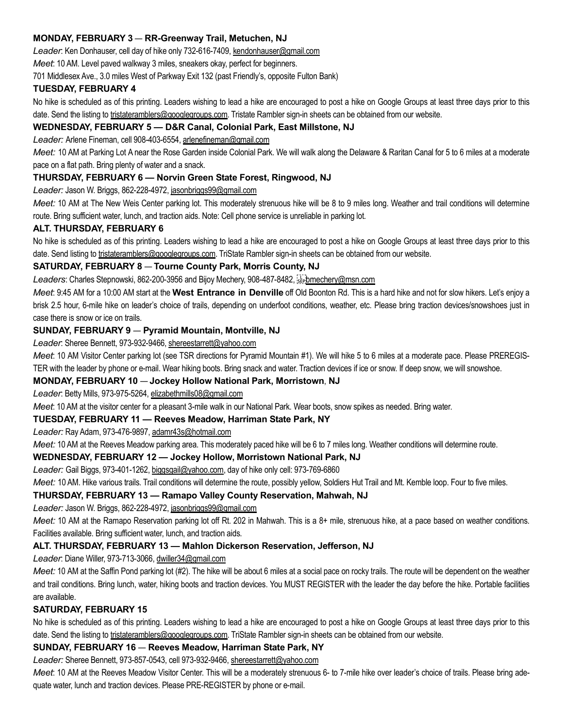**MONDAY, FEBRUARY 3 — RR-Greenway Trail, Metuchen, NJ**

*Leader*: Ken Donhauser, cell day of hike only 732-616-7409, kendonhauser@gmail.com

*Meet*: 10 AM. Level paved walkway 3 miles, sneakers okay, perfect for beginners.

701 Middlesex Ave., 3.0 miles West of Parkway Exit 132 (past Friendly's, opposite Fulton Bank)

**TUESDAY, FEBRUARY 4**

No hike is scheduled as of this printing. Leaders wishing to lead a hike are encouraged to post a hike on Google Groups at least three days prior to this date. Send the listing to tristateramblers@googlegroups.com. Tristate Rambler sign-in sheets can be obtained from our website.

**WEDNESDAY, FEBRUARY 5 — D&R Canal, Colonial Park, East Millstone, NJ**

*Leader:* Arlene Fineman, cell 908-403-6554, arlenefineman@gmail.com

*Meet:* 10 AM at Parking Lot A near the Rose Garden inside Colonial Park. We will walk along the Delaware & Raritan Canal for 5 to 6 miles at a moderate pace on a flat path. Bring plenty of water and a snack.

**THURSDAY, FEBRUARY 6 — Norvin Green State Forest, Ringwood, NJ**

*Leader:* Jason W. Briggs, 862-228-4972, jasonbriggs99@gmail.com

*Meet:* 10 AM at The New Weis Center parking lot. This moderately strenuous hike will be 8 to 9 miles long. Weather and trail conditions will determine route. Bring sufficient water, lunch, and traction aids. Note: Cell phone service is unreliable in parking lot.

**ALT. THURSDAY, FEBRUARY 6**

No hike is scheduled as of this printing. Leaders wishing to lead a hike are encouraged to post a hike on Google Groups at least three days prior to this date. Send listing to tristateramblers@googlegroups.com. TriState Rambler sign-in sheets can be obtained from our website.

**SATURDAY, FEBRUARY 8 — Tourne County Park, Morris County, NJ**

*Leaders*: Charles Stepnowski, 862-200-3956 and Bijoy Mechery, 908-487-8482, bmechery@msn.com

*Meet*: 9:45 AM for a 10:00 AM start at the **West Entrance in Denville** off Old Boonton Rd. This is a hard hike and not for slow hikers. Let's enjoy a brisk 2.5 hour, 6-mile hike on leader's choice of trails, depending on underfoot conditions, weather, etc. Please bring traction devices/snowshoes just in case there is snow or ice on trails.

**SUNDAY, FEBRUARY 9 — Pyramid Mountain, Montville, NJ**

*Leader*: Sheree Bennett, 973-932-9466, shereestarrett@yahoo.com

*Meet*: 10 AM Visitor Center parking lot (see TSR directions for Pyramid Mountain #1). We will hike 5 to 6 miles at a moderate pace. Please PREREGISTER with the leader by phone or e-mail. Wear hiking boots. Bring snack and water. Traction devices if ice or snow. If deep snow, we will snowshoe.

**MONDAY, FEBRUARY 10 — Jockey Hollow National Park, Morristown, NJ**

*Leader*: Betty Mills, 973-975-5264, elizabethmills08@gmail.com

*Meet*: 10 AM at the visitor center for a pleasant 3-mile walk in our National Park. Wear boots, snow spikes as needed. Bring water.

**TUESDAY, FEBRUARY 11 — Reeves Meadow, Harriman State Park, NY**

*Leader:* Ray Adam, 973-476-9897, adamr43s@hotmail.com

*Meet:* 10 AM at the Reeves Meadow parking area. This moderately paced hike will be 6 to 7 miles long. Weather conditions will determine route.

**WEDNESDAY, FEBRUARY 12 — Jockey Hollow, Morristown National Park, NJ**

*Leader:* Gail Biggs, 973-401-1262, biggsgail@yahoo.com, day of hike only cell: 973-769-6860

*Meet:* 10 AM. Hike various trails. Trail conditions will determine the route, possibly yellow, Soldiers Hut Trail and Mt. Kemble loop. Four to five miles.

**THURSDAY, FEBRUARY 13 — Ramapo Valley County Reservation, Mahwah, NJ**

*Leader:* Jason W. Briggs, 862-228-4972, jasonbriggs99@gmail.com

*Meet:* 10 AM at the Ramapo Reservation parking lot off Rt. 202 in Mahwah. This is a 8+ mile, strenuous hike, at a pace based on weather conditions. Facilities available. Bring sufficient water, lunch, and traction aids.

**ALT. THURSDAY, FEBRUARY 13 — Mahlon Dickerson Reservation, Jefferson, NJ**

*Leader*: Diane Willer, 973-713-3066, dwiller34@gmail.com

*Meet:* 10 AM at the Saffin Pond parking lot (#2). The hike will be about 6 miles at a social pace on rocky trails. The route will be dependent on the weather and trail conditions. Bring lunch, water, hiking boots and traction devices. You MUST REGISTER with the leader the day before the hike. Portable facilities are available.

**SATURDAY, FEBRUARY 15**

No hike is scheduled as of this printing. Leaders wishing to lead a hike are encouraged to post a hike on Google Groups at least three days prior to this date. Send the listing to tristateramblers@googlegroups.com. TriState Rambler sign-in sheets can be obtained from our website.

**SUNDAY, FEBRUARY 16 — Reeves Meadow, Harriman State Park, NY**

*Leader:* Sheree Bennett, 973-857-0543, cell 973-932-9466, shereestarrett@yahoo.com

*Meet*: 10 AM at the Reeves Meadow Visitor Center. This will be a moderately strenuous 6- to 7-mile hike over leader's choice of trails. Please bring adequate water, lunch and traction devices. Please PRE-REGISTER by phone or e-mail.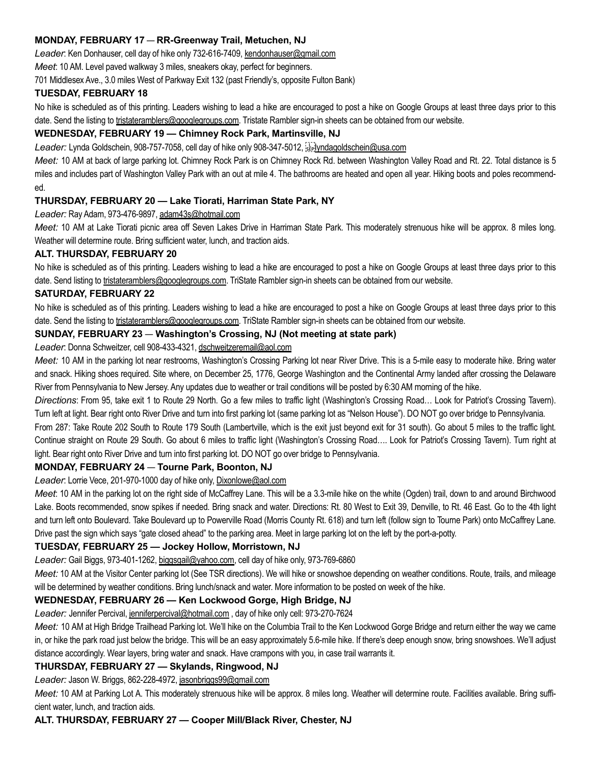**MONDAY, FEBRUARY 17 — RR-Greenway Trail, Metuchen, NJ**

*Leader*: Ken Donhauser, cell day of hike only 732-616-7409, kendonhauser@gmail.com

*Meet*: 10 AM. Level paved walkway 3 miles, sneakers okay, perfect for beginners.

701 Middlesex Ave., 3.0 miles West of Parkway Exit 132 (past Friendly's, opposite Fulton Bank)

**TUESDAY, FEBRUARY 18**

No hike is scheduled as of this printing. Leaders wishing to lead a hike are encouraged to post a hike on Google Groups at least three days prior to this date. Send the listing to tristateramblers@googlegroups.com. Tristate Rambler sign-in sheets can be obtained from our website.

**WEDNESDAY, FEBRUARY 19 — Chimney Rock Park, Martinsville, NJ**

*Leader:* Lynda Goldschein, 908-757-7058, cell day of hike only 908-347-5012, lyndagoldschein@usa.com

*Meet:* 10 AM at back of large parking lot. Chimney Rock Park is on Chimney Rock Rd. between Washington Valley Road and Rt. 22. Total distance is 5 miles and includes part of Washington Valley Park with an out at mile 4. The bathrooms are heated and open all year. Hiking boots and poles recommended.

**THURSDAY, FEBRUARY 20 — Lake Tiorati, Harriman State Park, NY**

*Leader:* Ray Adam, 973-476-9897, adam43s@hotmail.com

*Meet:* 10 AM at Lake Tiorati picnic area off Seven Lakes Drive in Harriman State Park. This moderately strenuous hike will be approx. 8 miles long. Weather will determine route. Bring sufficient water, lunch, and traction aids.

**ALT. THURSDAY, FEBRUARY 20**

No hike is scheduled as of this printing. Leaders wishing to lead a hike are encouraged to post a hike on Google Groups at least three days prior to this date. Send listing to tristateramblers@googlegroups.com. TriState Rambler sign-in sheets can be obtained from our website.

**SATURDAY, FEBRUARY 22**

No hike is scheduled as of this printing. Leaders wishing to lead a hike are encouraged to post a hike on Google Groups at least three days prior to this date. Send the listing to tristateramblers@googlegroups.com. TriState Rambler sign-in sheets can be obtained from our website.

**SUNDAY, FEBRUARY 23 — Washington's Crossing, NJ (Not meeting at state park)**

*Leader*: Donna Schweitzer, cell 908-433-4321, dschweitzeremail@aol.com

*Meet:* 10 AM in the parking lot near restrooms, Washington's Crossing Parking lot near River Drive. This is a 5-mile easy to moderate hike. Bring water and snack. Hiking shoes required. Site where, on December 25, 1776, George Washington and the Continental Army landed after crossing the Delaware River from Pennsylvania to New Jersey. Any updates due to weather or trail conditions will be posted by 6:30 AM morning of the hike.

*Directions*: From 95, take exit 1 to Route 29 North. Go a few miles to traffic light (Washington's Crossing Road… Look for Patriot's Crossing Tavern). Turn left at light. Bear right onto River Drive and turn into first parking lot (same parking lot as "Nelson House"). DO NOT go over bridge to Pennsylvania.

From 287: Take Route 202 South to Route 179 South (Lambertville, which is the exit just beyond exit for 31 south). Go about 5 miles to the traffic light. Continue straight on Route 29 South. Go about 6 miles to traffic light (Washington's Crossing Road…. Look for Patriot's Crossing Tavern). Turn right at light. Bear right onto River Drive and turn into first parking lot. DO NOT go over bridge to Pennsylvania.

**MONDAY, FEBRUARY 24 — Tourne Park, Boonton, NJ**

*Leader*: Lorrie Vece, 201-970-1000 day of hike only, Dixonlowe@aol.com

*Meet*: 10 AM in the parking lot on the right side of McCaffrey Lane. This will be a 3.3-mile hike on the white (Ogden) trail, down to and around Birchwood Lake. Boots recommended, snow spikes if needed. Bring snack and water. Directions: Rt. 80 West to Exit 39, Denville, to Rt. 46 East. Go to the 4th light and turn left onto Boulevard. Take Boulevard up to Powerville Road (Morris County Rt. 618) and turn left (follow sign to Tourne Park) onto McCaffrey Lane. Drive past the sign which says "gate closed ahead" to the parking area. Meet in large parking lot on the left by the port-a-potty.

**TUESDAY, FEBRUARY 25 — Jockey Hollow, Morristown, NJ**

*Leader:* Gail Biggs, 973-401-1262, biggsgail@yahoo.com, cell day of hike only, 973-769-6860

*Meet:* 10 AM at the Visitor Center parking lot (See TSR directions). We will hike or snowshoe depending on weather conditions. Route, trails, and mileage will be determined by weather conditions. Bring lunch/snack and water. More information to be posted on week of the hike.

**WEDNESDAY, FEBRUARY 26 — Ken Lockwood Gorge, High Bridge, NJ**

*Leader:* Jennifer Percival, jenniferpercival@hotmail.com , day of hike only cell: 973-270-7624

*Meet:* 10 AM at High Bridge Trailhead Parking lot. We'll hike on the Columbia Trail to the Ken Lockwood Gorge Bridge and return either the way we came in, or hike the park road just below the bridge. This will be an easy approximately 5.6-mile hike. If there's deep enough snow, bring snowshoes. We'll adjust distance accordingly. Wear layers, bring water and snack. Have crampons with you, in case trail warrants it.

**THURSDAY, FEBRUARY 27 — Skylands, Ringwood, NJ**

*Leader:* Jason W. Briggs, 862-228-4972, jasonbriggs99@gmail.com

*Meet:* 10 AM at Parking Lot A. This moderately strenuous hike will be approx. 8 miles long. Weather will determine route. Facilities available. Bring sufficient water, lunch, and traction aids.

**ALT. THURSDAY, FEBRUARY 27 — Cooper Mill/Black River, Chester, NJ**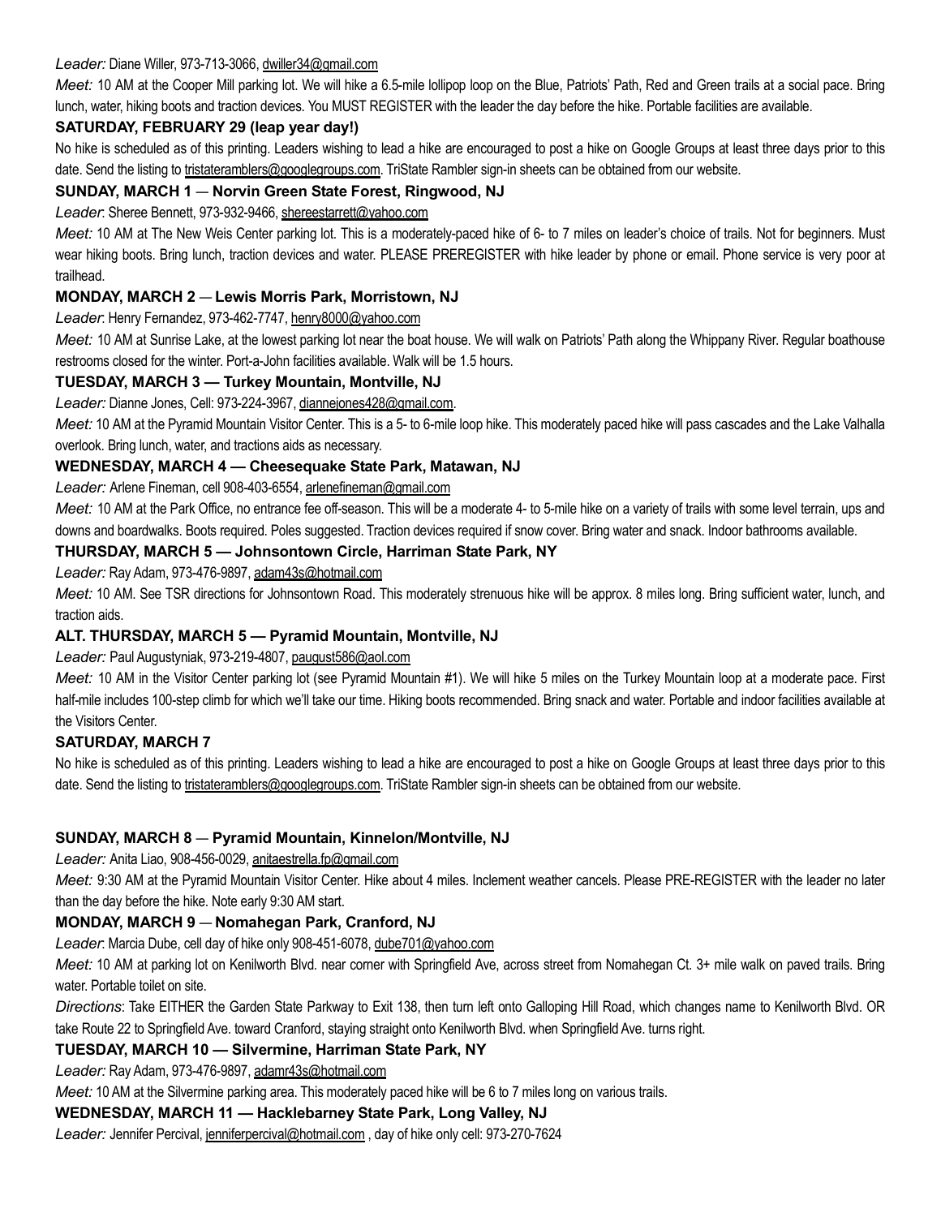*Leader:* Diane Willer, 973-713-3066, dwiller34@gmail.com

*Meet:* 10 AM at the Cooper Mill parking lot. We will hike a 6.5-mile lollipop loop on the Blue, Patriots' Path, Red and Green trails at a social pace. Bring lunch, water, hiking boots and traction devices. You MUST REGISTER with the leader the day before the hike. Portable facilities are available.

**SATURDAY, FEBRUARY 29 (leap year day!)**

No hike is scheduled as of this printing. Leaders wishing to lead a hike are encouraged to post a hike on Google Groups at least three days prior to this date. Send the listing to tristateramblers@googlegroups.com. TriState Rambler sign-in sheets can be obtained from our website.

**SUNDAY, MARCH 1 — Norvin Green State Forest, Ringwood, NJ**

*Leader*: Sheree Bennett, 973-932-9466, shereestarrett@yahoo.com

*Meet:* 10 AM at The New Weis Center parking lot. This is a moderately-paced hike of 6- to 7 miles on leader's choice of trails. Not for beginners. Must wear hiking boots. Bring lunch, traction devices and water. PLEASE PREREGISTER with hike leader by phone or email. Phone service is very poor at trailhead.

**MONDAY, MARCH 2 — Lewis Morris Park, Morristown, NJ**

*Leader*: Henry Fernandez, 973-462-7747, henry8000@yahoo.com

*Meet:* 10 AM at Sunrise Lake, at the lowest parking lot near the boat house. We will walk on Patriots' Path along the Whippany River. Regular boathouse restrooms closed for the winter. Port-a-John facilities available. Walk will be 1.5 hours.

**TUESDAY, MARCH 3 — Turkey Mountain, Montville, NJ**

*Leader:* Dianne Jones, Cell: 973-224-3967, diannejones428@gmail.com.

*Meet:* 10 AM at the Pyramid Mountain Visitor Center. This is a 5- to 6-mile loop hike. This moderately paced hike will pass cascades and the Lake Valhalla overlook. Bring lunch, water, and tractions aids as necessary.

**WEDNESDAY, MARCH 4 — Cheesequake State Park, Matawan, NJ**

*Leader:* Arlene Fineman, cell 908-403-6554, arlenefineman@gmail.com

*Meet:* 10 AM at the Park Office, no entrance fee off-season. This will be a moderate 4- to 5-mile hike on a variety of trails with some level terrain, ups and downs and boardwalks. Boots required. Poles suggested. Traction devices required if snow cover. Bring water and snack. Indoor bathrooms available.

**THURSDAY, MARCH 5 — Johnsontown Circle, Harriman State Park, NY**

*Leader:* Ray Adam, 973-476-9897, adam43s@hotmail.com

*Meet:* 10 AM. See TSR directions for Johnsontown Road. This moderately strenuous hike will be approx. 8 miles long. Bring sufficient water, lunch, and traction aids.

**ALT. THURSDAY, MARCH 5 — Pyramid Mountain, Montville, NJ**

*Leader:* Paul Augustyniak, 973-219-4807, paugust586@aol.com

*Meet:* 10 AM in the Visitor Center parking lot (see Pyramid Mountain #1). We will hike 5 miles on the Turkey Mountain loop at a moderate pace. First half-mile includes 100-step climb for which we'll take our time. Hiking boots recommended. Bring snack and water. Portable and indoor facilities available at the Visitors Center.

**SATURDAY, MARCH 7**

No hike is scheduled as of this printing. Leaders wishing to lead a hike are encouraged to post a hike on Google Groups at least three days prior to this date. Send the listing to tristateramblers@googlegroups.com. TriState Rambler sign-in sheets can be obtained from our website.

**SUNDAY, MARCH 8 — Pyramid Mountain, Kinnelon/Montville, NJ**

*Leader:* Anita Liao, 908-456-0029, anitaestrella.fp@gmail.com

*Meet:* 9:30 AM at the Pyramid Mountain Visitor Center. Hike about 4 miles. Inclement weather cancels. Please PRE-REGISTER with the leader no later than the day before the hike. Note early 9:30 AM start.

**MONDAY, MARCH 9 — Nomahegan Park, Cranford, NJ**

*Leader*: Marcia Dube, cell day of hike only 908-451-6078, dube701@yahoo.com

*Meet:* 10 AM at parking lot on Kenilworth Blvd. near corner with Springfield Ave, across street from Nomahegan Ct. 3+ mile walk on paved trails. Bring water. Portable toilet on site.

*Directions*: Take EITHER the Garden State Parkway to Exit 138, then turn left onto Galloping Hill Road, which changes name to Kenilworth Blvd. OR take Route 22 to Springfield Ave. toward Cranford, staying straight onto Kenilworth Blvd. when Springfield Ave. turns right.

**TUESDAY, MARCH 10 — Silvermine, Harriman State Park, NY**

*Leader:* Ray Adam, 973-476-9897, adamr43s@hotmail.com

*Meet:* 10 AM at the Silvermine parking area. This moderately paced hike will be 6 to 7 miles long on various trails.

**WEDNESDAY, MARCH 11 — Hacklebarney State Park, Long Valley, NJ**

*Leader:* Jennifer Percival, jenniferpercival@hotmail.com , day of hike only cell: 973-270-7624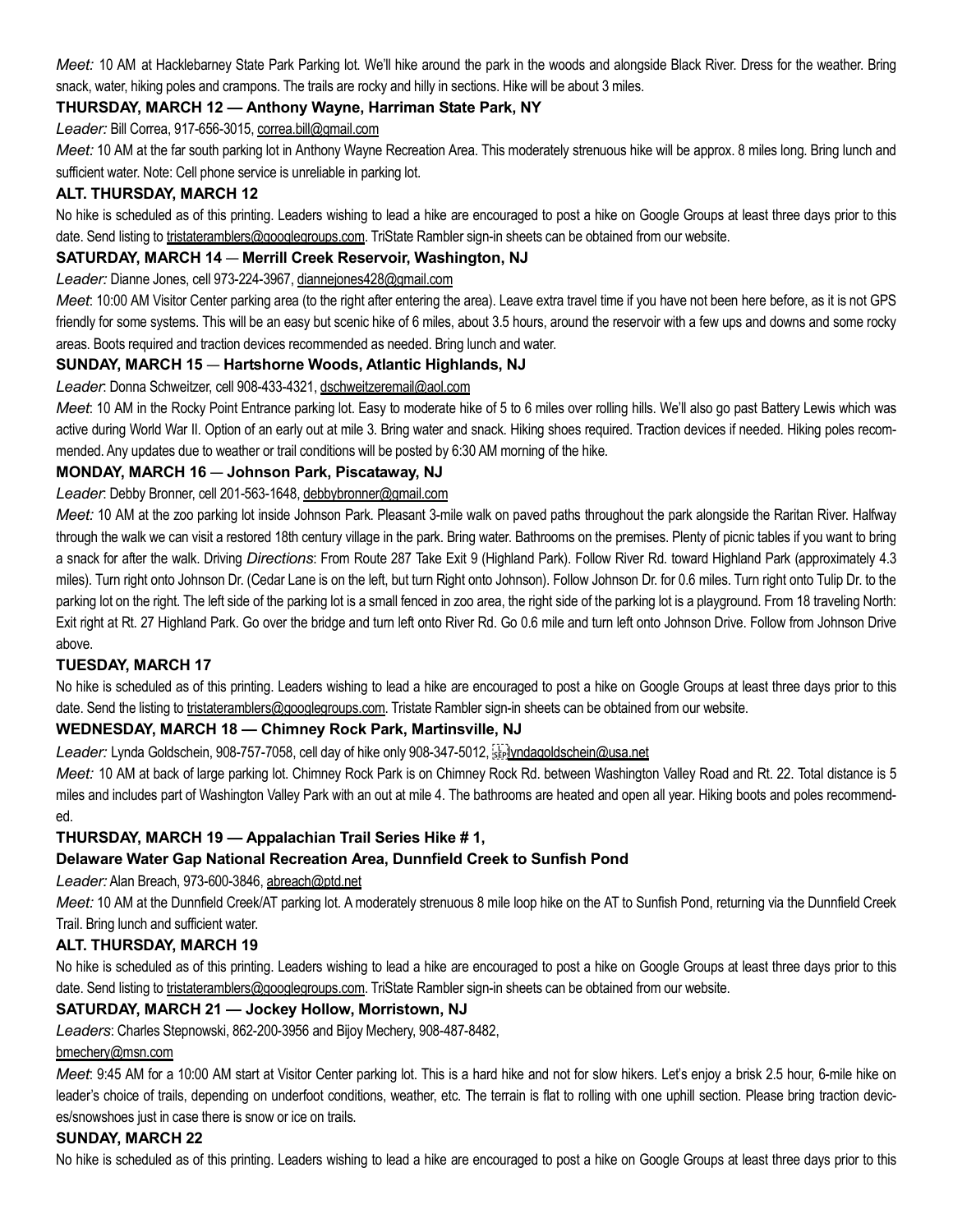*Meet:* 10 AM at Hacklebarney State Park Parking lot. We'll hike around the park in the woods and alongside Black River. Dress for the weather. Bring snack, water, hiking poles and crampons. The trails are rocky and hilly in sections. Hike will be about 3 miles.

**THURSDAY, MARCH 12 — Anthony Wayne, Harriman State Park, NY**

*Leader:* Bill Correa, 917-656-3015, correa.bill@gmail.com

*Meet:* 10 AM at the far south parking lot in Anthony Wayne Recreation Area. This moderately strenuous hike will be approx. 8 miles long. Bring lunch and sufficient water. Note: Cell phone service is unreliable in parking lot.

**ALT. THURSDAY, MARCH 12**

No hike is scheduled as of this printing. Leaders wishing to lead a hike are encouraged to post a hike on Google Groups at least three days prior to this date. Send listing to tristateramblers@googlegroups.com. TriState Rambler sign-in sheets can be obtained from our website.

**SATURDAY, MARCH 14 — Merrill Creek Reservoir, Washington, NJ**

*Leader:* Dianne Jones, cell 973-224-3967, diannejones428@gmail.com

*Meet*: 10:00 AM Visitor Center parking area (to the right after entering the area). Leave extra travel time if you have not been here before, as it is not GPS friendly for some systems. This will be an easy but scenic hike of 6 miles, about 3.5 hours, around the reservoir with a few ups and downs and some rocky areas. Boots required and traction devices recommended as needed. Bring lunch and water.

**SUNDAY, MARCH 15 — Hartshorne Woods, Atlantic Highlands, NJ**

*Leader*: Donna Schweitzer, cell 908-433-4321, dschweitzeremail@aol.com

*Meet*: 10 AM in the Rocky Point Entrance parking lot. Easy to moderate hike of 5 to 6 miles over rolling hills. We'll also go past Battery Lewis which was active during World War II. Option of an early out at mile 3. Bring water and snack. Hiking shoes required. Traction devices if needed. Hiking poles recommended. Any updates due to weather or trail conditions will be posted by 6:30 AM morning of the hike.

**MONDAY, MARCH 16 — Johnson Park, Piscataway, NJ**

*Leader*: Debby Bronner, cell 201-563-1648, debbybronner@gmail.com

*Meet:* 10 AM at the zoo parking lot inside Johnson Park. Pleasant 3-mile walk on paved paths throughout the park alongside the Raritan River. Halfway through the walk we can visit a restored 18th century village in the park. Bring water. Bathrooms on the premises. Plenty of picnic tables if you want to bring a snack for after the walk. Driving *Directions*: From Route 287 Take Exit 9 (Highland Park). Follow River Rd. toward Highland Park (approximately 4.3 miles). Turn right onto Johnson Dr. (Cedar Lane is on the left, but turn Right onto Johnson). Follow Johnson Dr. for 0.6 miles. Turn right onto Tulip Dr. to the parking lot on the right. The left side of the parking lot is a small fenced in zoo area, the right side of the parking lot is a playground. From 18 traveling North: Exit right at Rt. 27 Highland Park. Go over the bridge and turn left onto River Rd. Go 0.6 mile and turn left onto Johnson Drive. Follow from Johnson Drive above.

**TUESDAY, MARCH 17**

No hike is scheduled as of this printing. Leaders wishing to lead a hike are encouraged to post a hike on Google Groups at least three days prior to this date. Send the listing to tristateramblers@googlegroups.com. Tristate Rambler sign-in sheets can be obtained from our website.

**WEDNESDAY, MARCH 18 — Chimney Rock Park, Martinsville, NJ**

*Leader:* Lynda Goldschein, 908-757-7058, cell day of hike only 908-347-5012, lyndagoldschein@usa.net

*Meet:* 10 AM at back of large parking lot. Chimney Rock Park is on Chimney Rock Rd. between Washington Valley Road and Rt. 22. Total distance is 5 miles and includes part of Washington Valley Park with an out at mile 4. The bathrooms are heated and open all year. Hiking boots and poles recommended.

**THURSDAY, MARCH 19 — Appalachian Trail Series Hike # 1,**

**Delaware Water Gap National Recreation Area, Dunnfield Creek to Sunfish Pond**

*Leader:* Alan Breach, 973-600-3846, abreach@ptd.net

*Meet:* 10 AM at the Dunnfield Creek/AT parking lot. A moderately strenuous 8 mile loop hike on the AT to Sunfish Pond, returning via the Dunnfield Creek Trail. Bring lunch and sufficient water.

**ALT. THURSDAY, MARCH 19**

No hike is scheduled as of this printing. Leaders wishing to lead a hike are encouraged to post a hike on Google Groups at least three days prior to this date. Send listing to tristateramblers@googlegroups.com. TriState Rambler sign-in sheets can be obtained from our website.

**SATURDAY, MARCH 21 — Jockey Hollow, Morristown, NJ**

*Leaders*: Charles Stepnowski, 862-200-3956 and Bijoy Mechery, 908-487-8482, bmechery@msn.com

*Meet*: 9:45 AM for a 10:00 AM start at Visitor Center parking lot. This is a hard hike and not for slow hikers. Let's enjoy a brisk 2.5 hour, 6-mile hike on leader's choice of trails, depending on underfoot conditions, weather, etc. The terrain is flat to rolling with one uphill section. Please bring traction devices/snowshoes just in case there is snow or ice on trails.

**SUNDAY, MARCH 22**

No hike is scheduled as of this printing. Leaders wishing to lead a hike are encouraged to post a hike on Google Groups at least three days prior to this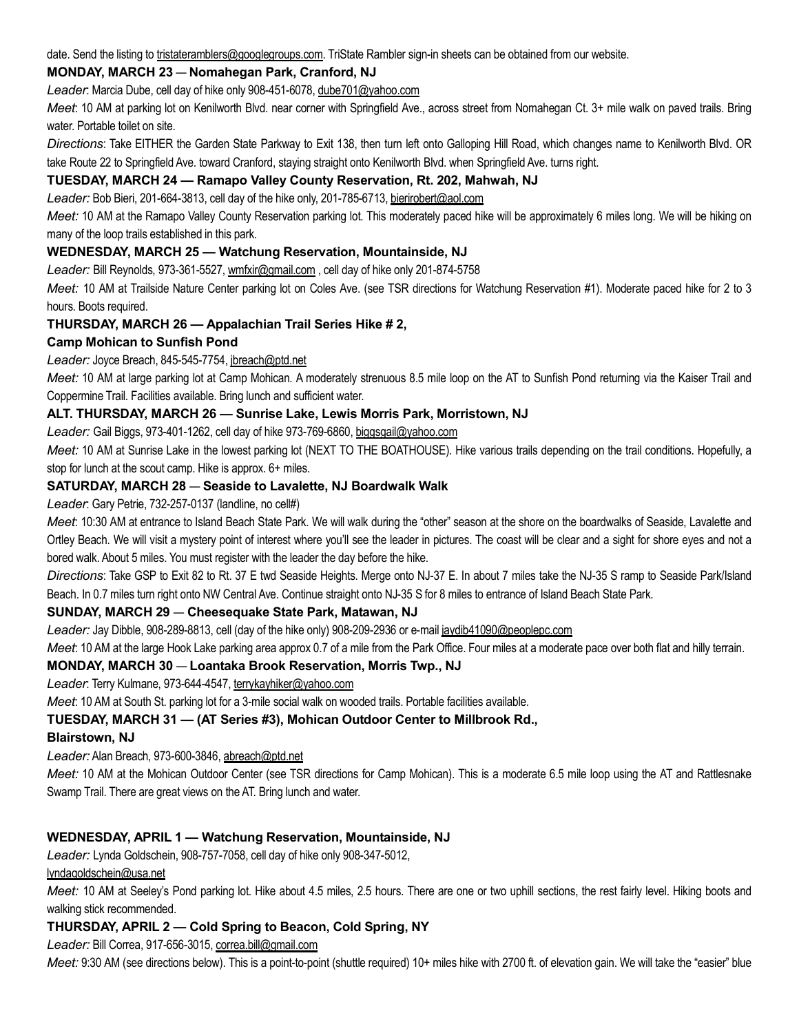date. Send the listing to tristateramblers@googlegroups.com. TriState Rambler sign-in sheets can be obtained from our website.

**MONDAY, MARCH 23 — Nomahegan Park, Cranford, NJ**

*Leader*: Marcia Dube, cell day of hike only 908-451-6078, dube701@yahoo.com

*Meet*: 10 AM at parking lot on Kenilworth Blvd. near corner with Springfield Ave., across street from Nomahegan Ct. 3+ mile walk on paved trails. Bring water. Portable toilet on site.

*Directions*: Take EITHER the Garden State Parkway to Exit 138, then turn left onto Galloping Hill Road, which changes name to Kenilworth Blvd. OR take Route 22 to Springfield Ave. toward Cranford, staying straight onto Kenilworth Blvd. when Springfield Ave. turns right.

**TUESDAY, MARCH 24 — Ramapo Valley County Reservation, Rt. 202, Mahwah, NJ**

*Leader:* Bob Bieri, 201-664-3813, cell day of the hike only, 201-785-6713, bierirobert@aol.com

*Meet:* 10 AM at the Ramapo Valley County Reservation parking lot. This moderately paced hike will be approximately 6 miles long. We will be hiking on many of the loop trails established in this park.

**WEDNESDAY, MARCH 25 — Watchung Reservation, Mountainside, NJ**

*Leader:* Bill Reynolds, 973-361-5527, wmfxir@gmail.com , cell day of hike only 201-874-5758

*Meet:* 10 AM at Trailside Nature Center parking lot on Coles Ave. (see TSR directions for Watchung Reservation #1). Moderate paced hike for 2 to 3 hours. Boots required.

**THURSDAY, MARCH 26 — Appalachian Trail Series Hike # 2,**
**Camp Mohican to Sunfish Pond**

*Leader:* Joyce Breach, 845-545-7754, jbreach@ptd.net

*Meet:* 10 AM at large parking lot at Camp Mohican. A moderately strenuous 8.5 mile loop on the AT to Sunfish Pond returning via the Kaiser Trail and Coppermine Trail. Facilities available. Bring lunch and sufficient water.

**ALT. THURSDAY, MARCH 26 — Sunrise Lake, Lewis Morris Park, Morristown, NJ**

*Leader:* Gail Biggs, 973-401-1262, cell day of hike 973-769-6860, biggsgail@yahoo.com

*Meet:* 10 AM at Sunrise Lake in the lowest parking lot (NEXT TO THE BOATHOUSE). Hike various trails depending on the trail conditions. Hopefully, a stop for lunch at the scout camp. Hike is approx. 6+ miles.

**SATURDAY, MARCH 28 — Seaside to Lavalette, NJ Boardwalk Walk**

*Leader*: Gary Petrie, 732-257-0137 (landline, no cell#)

*Meet*: 10:30 AM at entrance to Island Beach State Park. We will walk during the "other" season at the shore on the boardwalks of Seaside, Lavalette and Ortley Beach. We will visit a mystery point of interest where you'll see the leader in pictures. The coast will be clear and a sight for shore eyes and not a bored walk. About 5 miles. You must register with the leader the day before the hike.

*Directions*: Take GSP to Exit 82 to Rt. 37 E twd Seaside Heights. Merge onto NJ-37 E. In about 7 miles take the NJ-35 S ramp to Seaside Park/Island Beach. In 0.7 miles turn right onto NW Central Ave. Continue straight onto NJ-35 S for 8 miles to entrance of Island Beach State Park.

**SUNDAY, MARCH 29 — Cheesequake State Park, Matawan, NJ**

*Leader:* Jay Dibble, 908-289-8813, cell (day of the hike only) 908-209-2936 or e-mail jaydib41090@peoplepc.com

*Meet*: 10 AM at the large Hook Lake parking area approx 0.7 of a mile from the Park Office. Four miles at a moderate pace over both flat and hilly terrain.

**MONDAY, MARCH 30 — Loantaka Brook Reservation, Morris Twp., NJ**

*Leader*: Terry Kulmane, 973-644-4547, terrykayhiker@yahoo.com

*Meet*: 10 AM at South St. parking lot for a 3-mile social walk on wooded trails. Portable facilities available.

**TUESDAY, MARCH 31 — (AT Series #3), Mohican Outdoor Center to Millbrook Rd.,**
**Blairstown, NJ**

*Leader:* Alan Breach, 973-600-3846, abreach@ptd.net

*Meet:* 10 AM at the Mohican Outdoor Center (see TSR directions for Camp Mohican). This is a moderate 6.5 mile loop using the AT and Rattlesnake Swamp Trail. There are great views on the AT. Bring lunch and water.

**WEDNESDAY, APRIL 1 — Watchung Reservation, Mountainside, NJ**

*Leader:* Lynda Goldschein, 908-757-7058, cell day of hike only 908-347-5012,
lyndagoldschein@usa.net

*Meet:* 10 AM at Seeley's Pond parking lot. Hike about 4.5 miles, 2.5 hours. There are one or two uphill sections, the rest fairly level. Hiking boots and walking stick recommended.

**THURSDAY, APRIL 2 — Cold Spring to Beacon, Cold Spring, NY**

*Leader:* Bill Correa, 917-656-3015, correa.bill@gmail.com

*Meet:* 9:30 AM (see directions below). This is a point-to-point (shuttle required) 10+ miles hike with 2700 ft. of elevation gain. We will take the "easier" blue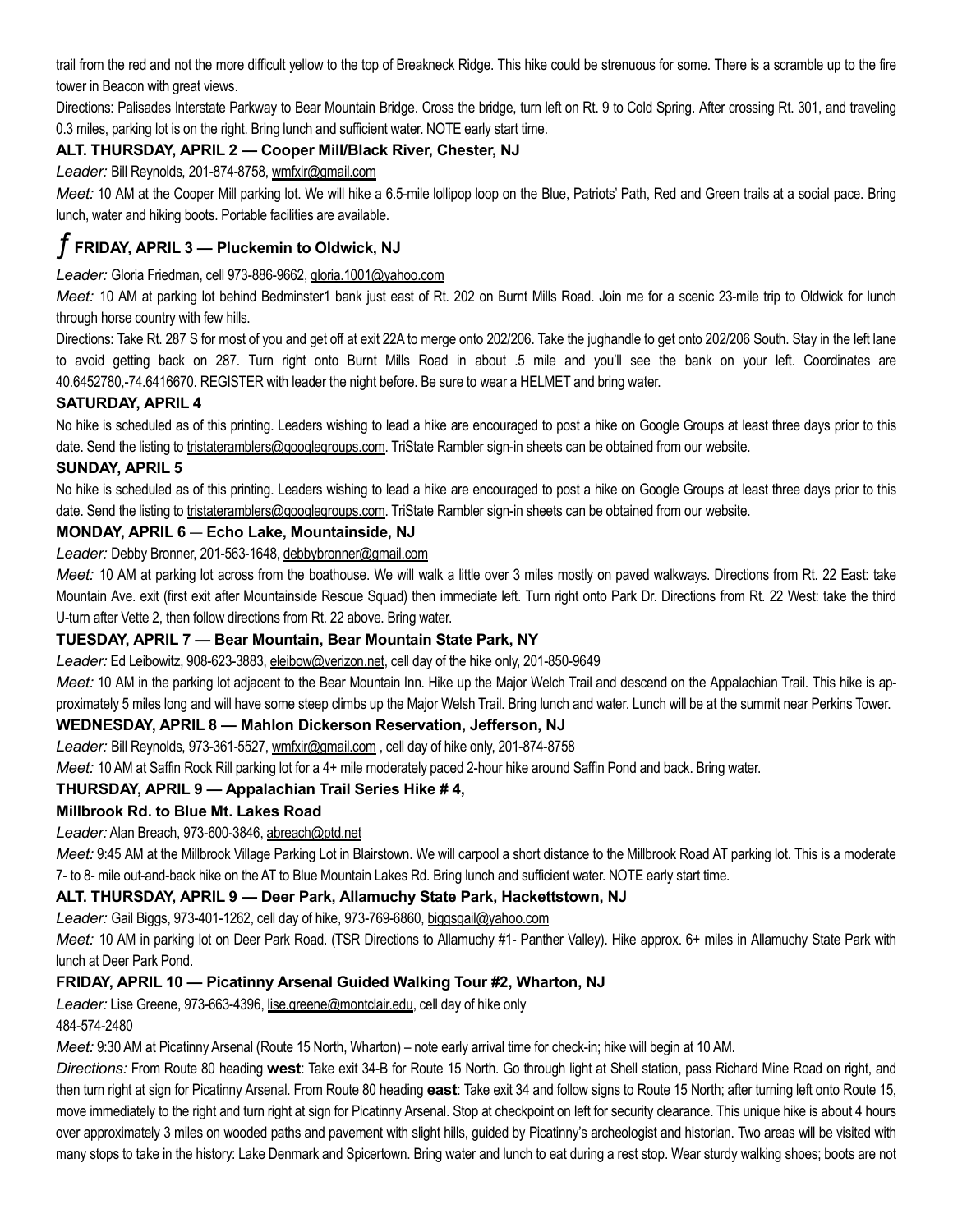trail from the red and not the more difficult yellow to the top of Breakneck Ridge. This hike could be strenuous for some. There is a scramble up to the fire tower in Beacon with great views.

Directions: Palisades Interstate Parkway to Bear Mountain Bridge. Cross the bridge, turn left on Rt. 9 to Cold Spring. After crossing Rt. 301, and traveling 0.3 miles, parking lot is on the right. Bring lunch and sufficient water. NOTE early start time.

### ALT. THURSDAY, APRIL 2 — Cooper Mill/Black River, Chester, NJ

*Leader:* Bill Reynolds, 201-874-8758, wmfxir@gmail.com

*Meet:* 10 AM at the Cooper Mill parking lot. We will hike a 6.5-mile lollipop loop on the Blue, Patriots' Path, Red and Green trails at a social pace. Bring lunch, water and hiking boots. Portable facilities are available.

### ƒ FRIDAY, APRIL 3 — Pluckemin to Oldwick, NJ

*Leader:* Gloria Friedman, cell 973-886-9662, gloria.1001@yahoo.com

*Meet:* 10 AM at parking lot behind Bedminster1 bank just east of Rt. 202 on Burnt Mills Road. Join me for a scenic 23-mile trip to Oldwick for lunch through horse country with few hills.

Directions: Take Rt. 287 S for most of you and get off at exit 22A to merge onto 202/206. Take the jughandle to get onto 202/206 South. Stay in the left lane to avoid getting back on 287. Turn right onto Burnt Mills Road in about .5 mile and you'll see the bank on your left. Coordinates are 40.6452780,-74.6416670. REGISTER with leader the night before. Be sure to wear a HELMET and bring water.

### SATURDAY, APRIL 4

No hike is scheduled as of this printing. Leaders wishing to lead a hike are encouraged to post a hike on Google Groups at least three days prior to this date. Send the listing to tristateramblers@googlegroups.com. TriState Rambler sign-in sheets can be obtained from our website.

### SUNDAY, APRIL 5

No hike is scheduled as of this printing. Leaders wishing to lead a hike are encouraged to post a hike on Google Groups at least three days prior to this date. Send the listing to tristateramblers@googlegroups.com. TriState Rambler sign-in sheets can be obtained from our website.

### MONDAY, APRIL 6 — Echo Lake, Mountainside, NJ

*Leader:* Debby Bronner, 201-563-1648, debbybronner@gmail.com

*Meet:* 10 AM at parking lot across from the boathouse. We will walk a little over 3 miles mostly on paved walkways. Directions from Rt. 22 East: take Mountain Ave. exit (first exit after Mountainside Rescue Squad) then immediate left. Turn right onto Park Dr. Directions from Rt. 22 West: take the third U-turn after Vette 2, then follow directions from Rt. 22 above. Bring water.

### TUESDAY, APRIL 7 — Bear Mountain, Bear Mountain State Park, NY

*Leader:* Ed Leibowitz, 908-623-3883, eleibow@verizon.net, cell day of the hike only, 201-850-9649

*Meet:* 10 AM in the parking lot adjacent to the Bear Mountain Inn. Hike up the Major Welch Trail and descend on the Appalachian Trail. This hike is approximately 5 miles long and will have some steep climbs up the Major Welsh Trail. Bring lunch and water. Lunch will be at the summit near Perkins Tower.

### WEDNESDAY, APRIL 8 — Mahlon Dickerson Reservation, Jefferson, NJ

*Leader:* Bill Reynolds, 973-361-5527, wmfxir@gmail.com , cell day of hike only, 201-874-8758

*Meet:* 10 AM at Saffin Rock Rill parking lot for a 4+ mile moderately paced 2-hour hike around Saffin Pond and back. Bring water.

### THURSDAY, APRIL 9 — Appalachian Trail Series Hike # 4, Millbrook Rd. to Blue Mt. Lakes Road

*Leader:* Alan Breach, 973-600-3846, abreach@ptd.net

*Meet:* 9:45 AM at the Millbrook Village Parking Lot in Blairstown. We will carpool a short distance to the Millbrook Road AT parking lot. This is a moderate 7- to 8- mile out-and-back hike on the AT to Blue Mountain Lakes Rd. Bring lunch and sufficient water. NOTE early start time.

### ALT. THURSDAY, APRIL 9 — Deer Park, Allamuchy State Park, Hackettstown, NJ

*Leader:* Gail Biggs, 973-401-1262, cell day of hike, 973-769-6860, biggsgail@yahoo.com

*Meet:* 10 AM in parking lot on Deer Park Road. (TSR Directions to Allamuchy #1- Panther Valley). Hike approx. 6+ miles in Allamuchy State Park with lunch at Deer Park Pond.

### FRIDAY, APRIL 10 — Picatinny Arsenal Guided Walking Tour #2, Wharton, NJ

*Leader:* Lise Greene, 973-663-4396, lise.greene@montclair.edu, cell day of hike only 484-574-2480

*Meet:* 9:30 AM at Picatinny Arsenal (Route 15 North, Wharton) – note early arrival time for check-in; hike will begin at 10 AM.

*Directions:* From Route 80 heading **west**: Take exit 34-B for Route 15 North. Go through light at Shell station, pass Richard Mine Road on right, and then turn right at sign for Picatinny Arsenal. From Route 80 heading **east**: Take exit 34 and follow signs to Route 15 North; after turning left onto Route 15, move immediately to the right and turn right at sign for Picatinny Arsenal. Stop at checkpoint on left for security clearance. This unique hike is about 4 hours over approximately 3 miles on wooded paths and pavement with slight hills, guided by Picatinny's archeologist and historian. Two areas will be visited with many stops to take in the history: Lake Denmark and Spicertown. Bring water and lunch to eat during a rest stop. Wear sturdy walking shoes; boots are not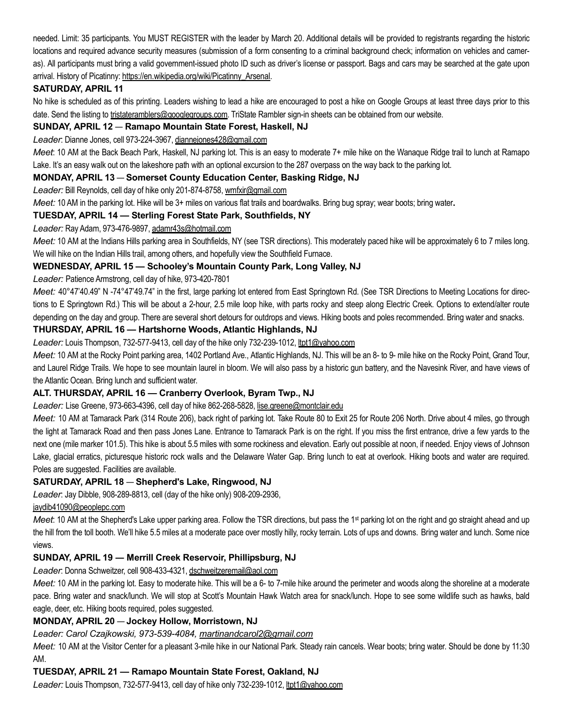needed. Limit: 35 participants. You MUST REGISTER with the leader by March 20. Additional details will be provided to registrants regarding the historic locations and required advance security measures (submission of a form consenting to a criminal background check; information on vehicles and cameras). All participants must bring a valid government-issued photo ID such as driver's license or passport. Bags and cars may be searched at the gate upon arrival. History of Picatinny: https://en.wikipedia.org/wiki/Picatinny_Arsenal.

**SATURDAY, APRIL 11**

No hike is scheduled as of this printing. Leaders wishing to lead a hike are encouraged to post a hike on Google Groups at least three days prior to this date. Send the listing to tristateramblers@googlegroups.com. TriState Rambler sign-in sheets can be obtained from our website.

**SUNDAY, APRIL 12 — Ramapo Mountain State Forest, Haskell, NJ**

*Leader*: Dianne Jones, cell 973-224-3967, diannejones428@gmail.com

*Meet*: 10 AM at the Back Beach Park, Haskell, NJ parking lot. This is an easy to moderate 7+ mile hike on the Wanaque Ridge trail to lunch at Ramapo Lake. It's an easy walk out on the lakeshore path with an optional excursion to the 287 overpass on the way back to the parking lot.

**MONDAY, APRIL 13 — Somerset County Education Center, Basking Ridge, NJ**

*Leader:* Bill Reynolds, cell day of hike only 201-874-8758, wmfxir@gmail.com

*Meet:* 10 AM in the parking lot. Hike will be 3+ miles on various flat trails and boardwalks. Bring bug spray; wear boots; bring water**.**

**TUESDAY, APRIL 14 — Sterling Forest State Park, Southfields, NY**

*Leader:* Ray Adam, 973-476-9897, adamr43s@hotmail.com

*Meet:* 10 AM at the Indians Hills parking area in Southfields, NY (see TSR directions). This moderately paced hike will be approximately 6 to 7 miles long. We will hike on the Indian Hills trail, among others, and hopefully view the Southfield Furnace.

**WEDNESDAY, APRIL 15 — Schooley's Mountain County Park, Long Valley, NJ**

*Leader:* Patience Armstrong, cell day of hike, 973-420-7801

*Meet:* 40°47'40.49" N -74°47'49.74" in the first, large parking lot entered from East Springtown Rd. (See TSR Directions to Meeting Locations for directions to E Springtown Rd.) This will be about a 2-hour, 2.5 mile loop hike, with parts rocky and steep along Electric Creek. Options to extend/alter route depending on the day and group. There are several short detours for outdrops and views. Hiking boots and poles recommended. Bring water and snacks.

**THURSDAY, APRIL 16 — Hartshorne Woods, Atlantic Highlands, NJ**

*Leader:* Louis Thompson, 732-577-9413, cell day of the hike only 732-239-1012, ltpt1@yahoo.com

*Meet:* 10 AM at the Rocky Point parking area, 1402 Portland Ave., Atlantic Highlands, NJ. This will be an 8- to 9- mile hike on the Rocky Point, Grand Tour, and Laurel Ridge Trails. We hope to see mountain laurel in bloom. We will also pass by a historic gun battery, and the Navesink River, and have views of the Atlantic Ocean. Bring lunch and sufficient water.

**ALT. THURSDAY, APRIL 16 — Cranberry Overlook, Byram Twp., NJ**

*Leader:* Lise Greene, 973-663-4396, cell day of hike 862-268-5828, lise.greene@montclair.edu

*Meet:* 10 AM at Tamarack Park (314 Route 206), back right of parking lot. Take Route 80 to Exit 25 for Route 206 North. Drive about 4 miles, go through the light at Tamarack Road and then pass Jones Lane. Entrance to Tamarack Park is on the right. If you miss the first entrance, drive a few yards to the next one (mile marker 101.5). This hike is about 5.5 miles with some rockiness and elevation. Early out possible at noon, if needed. Enjoy views of Johnson Lake, glacial erratics, picturesque historic rock walls and the Delaware Water Gap. Bring lunch to eat at overlook. Hiking boots and water are required. Poles are suggested. Facilities are available.

**SATURDAY, APRIL 18 — Shepherd's Lake, Ringwood, NJ**

*Leader*: Jay Dibble, 908-289-8813, cell (day of the hike only) 908-209-2936, jaydib41090@peoplepc.com

*Meet*: 10 AM at the Shepherd's Lake upper parking area. Follow the TSR directions, but pass the 1st parking lot on the right and go straight ahead and up the hill from the toll booth. We'll hike 5.5 miles at a moderate pace over mostly hilly, rocky terrain. Lots of ups and downs. Bring water and lunch. Some nice views.

**SUNDAY, APRIL 19 — Merrill Creek Reservoir, Phillipsburg, NJ**

*Leader*: Donna Schweitzer, cell 908-433-4321, dschweitzeremail@aol.com

*Meet:* 10 AM in the parking lot. Easy to moderate hike. This will be a 6- to 7-mile hike around the perimeter and woods along the shoreline at a moderate pace. Bring water and snack/lunch. We will stop at Scott's Mountain Hawk Watch area for snack/lunch. Hope to see some wildlife such as hawks, bald eagle, deer, etc. Hiking boots required, poles suggested.

**MONDAY, APRIL 20 — Jockey Hollow, Morristown, NJ**

*Leader: Carol Czajkowski, 973-539-4084, martinandcarol2@gmail.com*

*Meet:* 10 AM at the Visitor Center for a pleasant 3-mile hike in our National Park. Steady rain cancels. Wear boots; bring water. Should be done by 11:30 AM.

**TUESDAY, APRIL 21 — Ramapo Mountain State Forest, Oakland, NJ**

*Leader:* Louis Thompson, 732-577-9413, cell day of hike only 732-239-1012, ltpt1@yahoo.com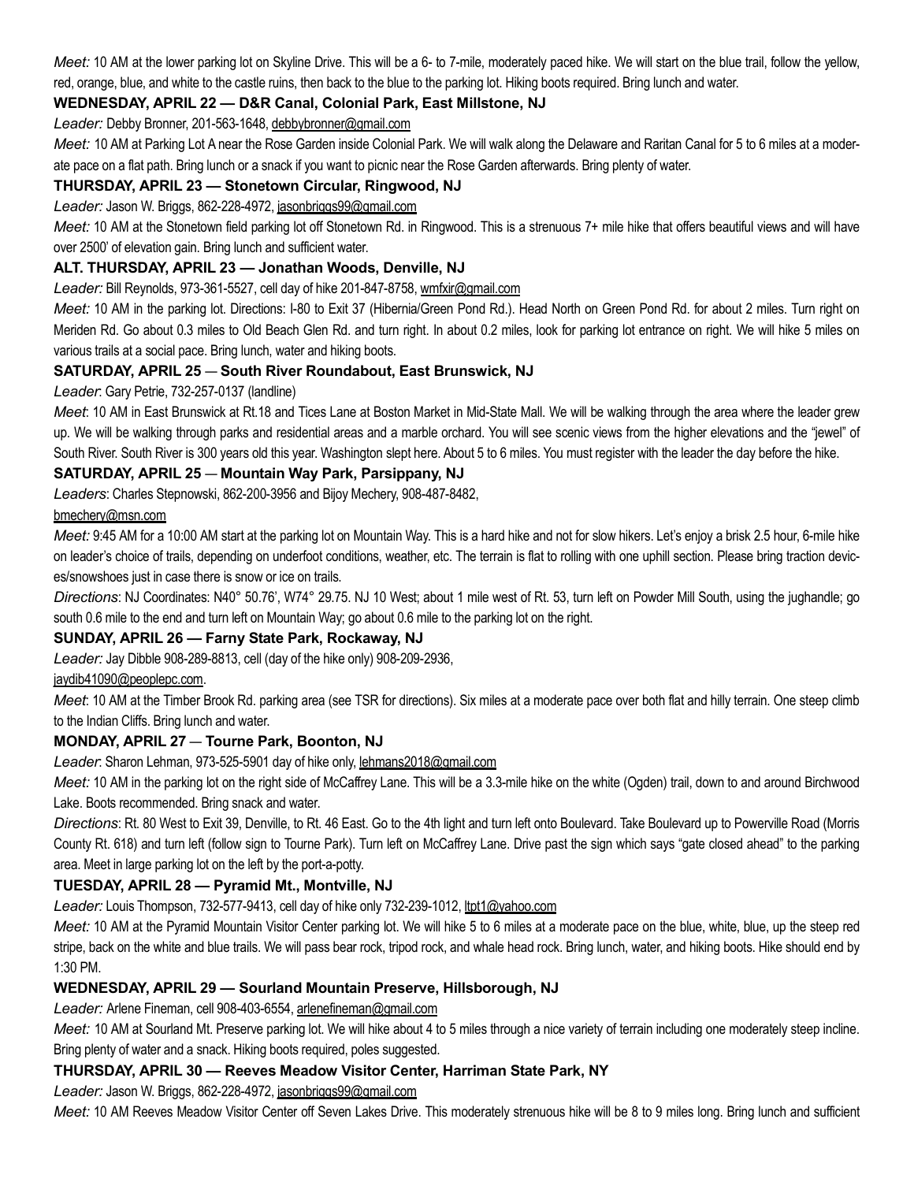*Meet:* 10 AM at the lower parking lot on Skyline Drive. This will be a 6- to 7-mile, moderately paced hike. We will start on the blue trail, follow the yellow, red, orange, blue, and white to the castle ruins, then back to the blue to the parking lot. Hiking boots required. Bring lunch and water.

**WEDNESDAY, APRIL 22 — D&R Canal, Colonial Park, East Millstone, NJ**

*Leader:* Debby Bronner, 201-563-1648, debbybronner@gmail.com

*Meet:* 10 AM at Parking Lot A near the Rose Garden inside Colonial Park. We will walk along the Delaware and Raritan Canal for 5 to 6 miles at a moderate pace on a flat path. Bring lunch or a snack if you want to picnic near the Rose Garden afterwards. Bring plenty of water.

**THURSDAY, APRIL 23 — Stonetown Circular, Ringwood, NJ**

*Leader:* Jason W. Briggs, 862-228-4972, jasonbriggs99@gmail.com

*Meet:* 10 AM at the Stonetown field parking lot off Stonetown Rd. in Ringwood. This is a strenuous 7+ mile hike that offers beautiful views and will have over 2500' of elevation gain. Bring lunch and sufficient water.

**ALT. THURSDAY, APRIL 23 — Jonathan Woods, Denville, NJ**

*Leader:* Bill Reynolds, 973-361-5527, cell day of hike 201-847-8758, wmfxir@gmail.com

*Meet:* 10 AM in the parking lot. Directions: I-80 to Exit 37 (Hibernia/Green Pond Rd.). Head North on Green Pond Rd. for about 2 miles. Turn right on Meriden Rd. Go about 0.3 miles to Old Beach Glen Rd. and turn right. In about 0.2 miles, look for parking lot entrance on right. We will hike 5 miles on various trails at a social pace. Bring lunch, water and hiking boots.

**SATURDAY, APRIL 25 — South River Roundabout, East Brunswick, NJ**

*Leader*: Gary Petrie, 732-257-0137 (landline)

*Meet*: 10 AM in East Brunswick at Rt.18 and Tices Lane at Boston Market in Mid-State Mall. We will be walking through the area where the leader grew up. We will be walking through parks and residential areas and a marble orchard. You will see scenic views from the higher elevations and the "jewel" of South River. South River is 300 years old this year. Washington slept here. About 5 to 6 miles. You must register with the leader the day before the hike.

**SATURDAY, APRIL 25 — Mountain Way Park, Parsippany, NJ**

*Leaders*: Charles Stepnowski, 862-200-3956 and Bijoy Mechery, 908-487-8482, bmechery@msn.com

*Meet:* 9:45 AM for a 10:00 AM start at the parking lot on Mountain Way. This is a hard hike and not for slow hikers. Let's enjoy a brisk 2.5 hour, 6-mile hike on leader's choice of trails, depending on underfoot conditions, weather, etc. The terrain is flat to rolling with one uphill section. Please bring traction devices/snowshoes just in case there is snow or ice on trails.

*Directions*: NJ Coordinates: N40° 50.76', W74° 29.75. NJ 10 West; about 1 mile west of Rt. 53, turn left on Powder Mill South, using the jughandle; go south 0.6 mile to the end and turn left on Mountain Way; go about 0.6 mile to the parking lot on the right.

**SUNDAY, APRIL 26 — Farny State Park, Rockaway, NJ**

*Leader:* Jay Dibble 908-289-8813, cell (day of the hike only) 908-209-2936, jaydib41090@peoplepc.com.

*Meet*: 10 AM at the Timber Brook Rd. parking area (see TSR for directions). Six miles at a moderate pace over both flat and hilly terrain. One steep climb to the Indian Cliffs. Bring lunch and water.

**MONDAY, APRIL 27 — Tourne Park, Boonton, NJ**

*Leader*: Sharon Lehman, 973-525-5901 day of hike only, lehmans2018@gmail.com

*Meet:* 10 AM in the parking lot on the right side of McCaffrey Lane. This will be a 3.3-mile hike on the white (Ogden) trail, down to and around Birchwood Lake. Boots recommended. Bring snack and water.

*Directions*: Rt. 80 West to Exit 39, Denville, to Rt. 46 East. Go to the 4th light and turn left onto Boulevard. Take Boulevard up to Powerville Road (Morris County Rt. 618) and turn left (follow sign to Tourne Park). Turn left on McCaffrey Lane. Drive past the sign which says "gate closed ahead" to the parking area. Meet in large parking lot on the left by the port-a-potty.

**TUESDAY, APRIL 28 — Pyramid Mt., Montville, NJ**

*Leader:* Louis Thompson, 732-577-9413, cell day of hike only 732-239-1012, ltpt1@yahoo.com

*Meet:* 10 AM at the Pyramid Mountain Visitor Center parking lot. We will hike 5 to 6 miles at a moderate pace on the blue, white, blue, up the steep red stripe, back on the white and blue trails. We will pass bear rock, tripod rock, and whale head rock. Bring lunch, water, and hiking boots. Hike should end by 1:30 PM.

**WEDNESDAY, APRIL 29 — Sourland Mountain Preserve, Hillsborough, NJ**

*Leader:* Arlene Fineman, cell 908-403-6554, arlenefineman@gmail.com

*Meet:* 10 AM at Sourland Mt. Preserve parking lot. We will hike about 4 to 5 miles through a nice variety of terrain including one moderately steep incline. Bring plenty of water and a snack. Hiking boots required, poles suggested.

**THURSDAY, APRIL 30 — Reeves Meadow Visitor Center, Harriman State Park, NY**

*Leader:* Jason W. Briggs, 862-228-4972, jasonbriggs99@gmail.com

*Meet:* 10 AM Reeves Meadow Visitor Center off Seven Lakes Drive. This moderately strenuous hike will be 8 to 9 miles long. Bring lunch and sufficient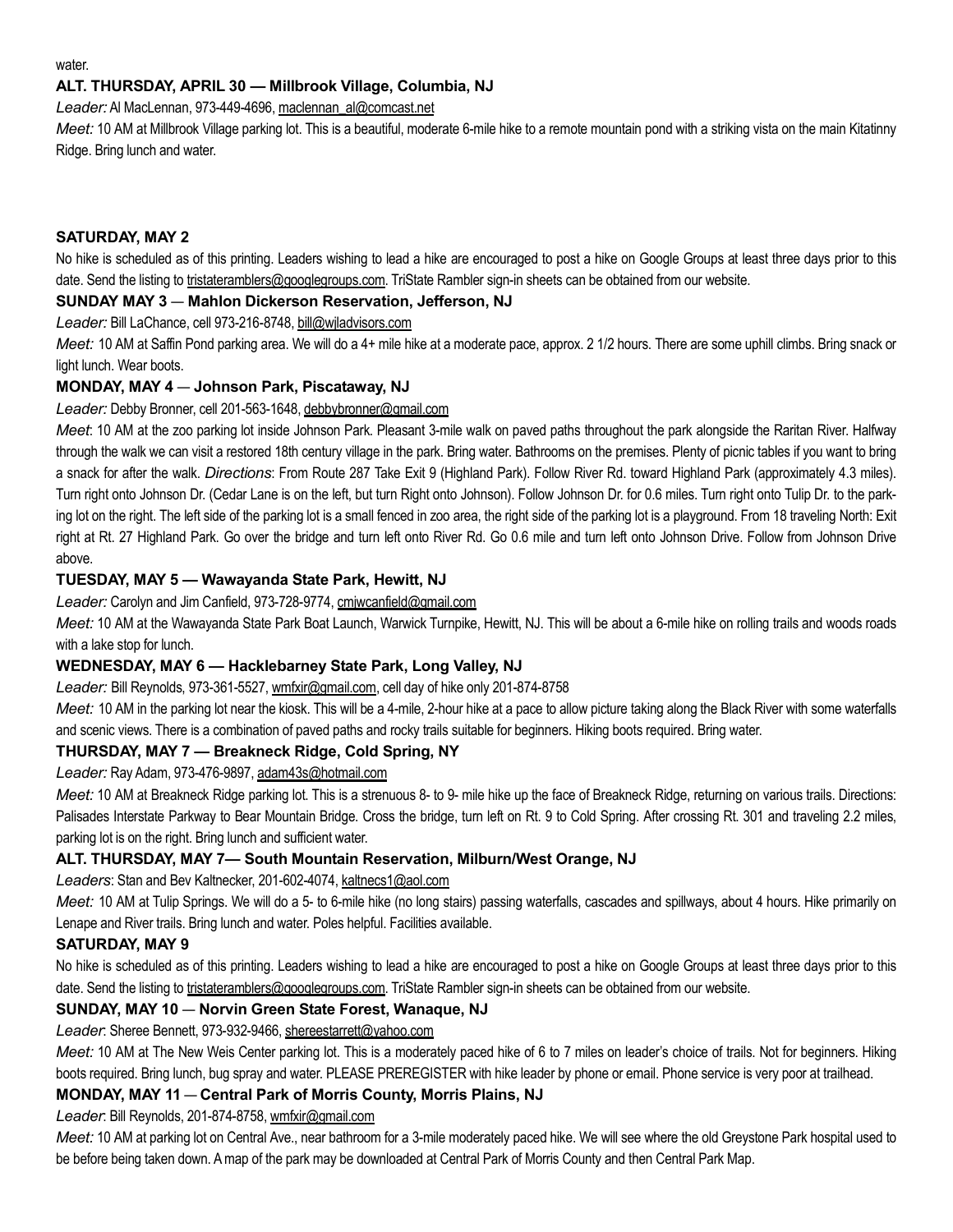water.

### ALT. THURSDAY, APRIL 30 — Millbrook Village, Columbia, NJ

*Leader:* Al MacLennan, 973-449-4696, maclennan_al@comcast.net

*Meet:* 10 AM at Millbrook Village parking lot. This is a beautiful, moderate 6-mile hike to a remote mountain pond with a striking vista on the main Kitatinny Ridge. Bring lunch and water.

### SATURDAY, MAY 2

No hike is scheduled as of this printing. Leaders wishing to lead a hike are encouraged to post a hike on Google Groups at least three days prior to this date. Send the listing to tristateramblers@googlegroups.com. TriState Rambler sign-in sheets can be obtained from our website.

### SUNDAY MAY 3 — Mahlon Dickerson Reservation, Jefferson, NJ

*Leader:* Bill LaChance, cell 973-216-8748, bill@wjladvisors.com

*Meet:* 10 AM at Saffin Pond parking area. We will do a 4+ mile hike at a moderate pace, approx. 2 1/2 hours. There are some uphill climbs. Bring snack or light lunch. Wear boots.

### MONDAY, MAY 4 — Johnson Park, Piscataway, NJ

*Leader:* Debby Bronner, cell 201-563-1648, debbybronner@gmail.com

*Meet*: 10 AM at the zoo parking lot inside Johnson Park. Pleasant 3-mile walk on paved paths throughout the park alongside the Raritan River. Halfway through the walk we can visit a restored 18th century village in the park. Bring water. Bathrooms on the premises. Plenty of picnic tables if you want to bring a snack for after the walk. *Directions*: From Route 287 Take Exit 9 (Highland Park). Follow River Rd. toward Highland Park (approximately 4.3 miles). Turn right onto Johnson Dr. (Cedar Lane is on the left, but turn Right onto Johnson). Follow Johnson Dr. for 0.6 miles. Turn right onto Tulip Dr. to the parking lot on the right. The left side of the parking lot is a small fenced in zoo area, the right side of the parking lot is a playground. From 18 traveling North: Exit right at Rt. 27 Highland Park. Go over the bridge and turn left onto River Rd. Go 0.6 mile and turn left onto Johnson Drive. Follow from Johnson Drive above.

### TUESDAY, MAY 5 — Wawayanda State Park, Hewitt, NJ

*Leader:* Carolyn and Jim Canfield, 973-728-9774, cmjwcanfield@gmail.com

*Meet:* 10 AM at the Wawayanda State Park Boat Launch, Warwick Turnpike, Hewitt, NJ. This will be about a 6-mile hike on rolling trails and woods roads with a lake stop for lunch.

### WEDNESDAY, MAY 6 — Hacklebarney State Park, Long Valley, NJ

*Leader:* Bill Reynolds, 973-361-5527, wmfxir@gmail.com, cell day of hike only 201-874-8758

*Meet:* 10 AM in the parking lot near the kiosk. This will be a 4-mile, 2-hour hike at a pace to allow picture taking along the Black River with some waterfalls and scenic views. There is a combination of paved paths and rocky trails suitable for beginners. Hiking boots required. Bring water.

### THURSDAY, MAY 7 — Breakneck Ridge, Cold Spring, NY

*Leader:* Ray Adam, 973-476-9897, adam43s@hotmail.com

*Meet:* 10 AM at Breakneck Ridge parking lot. This is a strenuous 8- to 9- mile hike up the face of Breakneck Ridge, returning on various trails. Directions: Palisades Interstate Parkway to Bear Mountain Bridge. Cross the bridge, turn left on Rt. 9 to Cold Spring. After crossing Rt. 301 and traveling 2.2 miles, parking lot is on the right. Bring lunch and sufficient water.

### ALT. THURSDAY, MAY 7— South Mountain Reservation, Milburn/West Orange, NJ

*Leaders*: Stan and Bev Kaltnecker, 201-602-4074, kaltnecs1@aol.com

*Meet:* 10 AM at Tulip Springs. We will do a 5- to 6-mile hike (no long stairs) passing waterfalls, cascades and spillways, about 4 hours. Hike primarily on Lenape and River trails. Bring lunch and water. Poles helpful. Facilities available.

### SATURDAY, MAY 9

No hike is scheduled as of this printing. Leaders wishing to lead a hike are encouraged to post a hike on Google Groups at least three days prior to this date. Send the listing to tristateramblers@googlegroups.com. TriState Rambler sign-in sheets can be obtained from our website.

### SUNDAY, MAY 10 — Norvin Green State Forest, Wanaque, NJ

*Leader*: Sheree Bennett, 973-932-9466, shereestarrett@yahoo.com

*Meet:* 10 AM at The New Weis Center parking lot. This is a moderately paced hike of 6 to 7 miles on leader's choice of trails. Not for beginners. Hiking boots required. Bring lunch, bug spray and water. PLEASE PREREGISTER with hike leader by phone or email. Phone service is very poor at trailhead.

### MONDAY, MAY 11 — Central Park of Morris County, Morris Plains, NJ

*Leader*: Bill Reynolds, 201-874-8758, wmfxir@gmail.com

*Meet:* 10 AM at parking lot on Central Ave., near bathroom for a 3-mile moderately paced hike. We will see where the old Greystone Park hospital used to be before being taken down. A map of the park may be downloaded at Central Park of Morris County and then Central Park Map.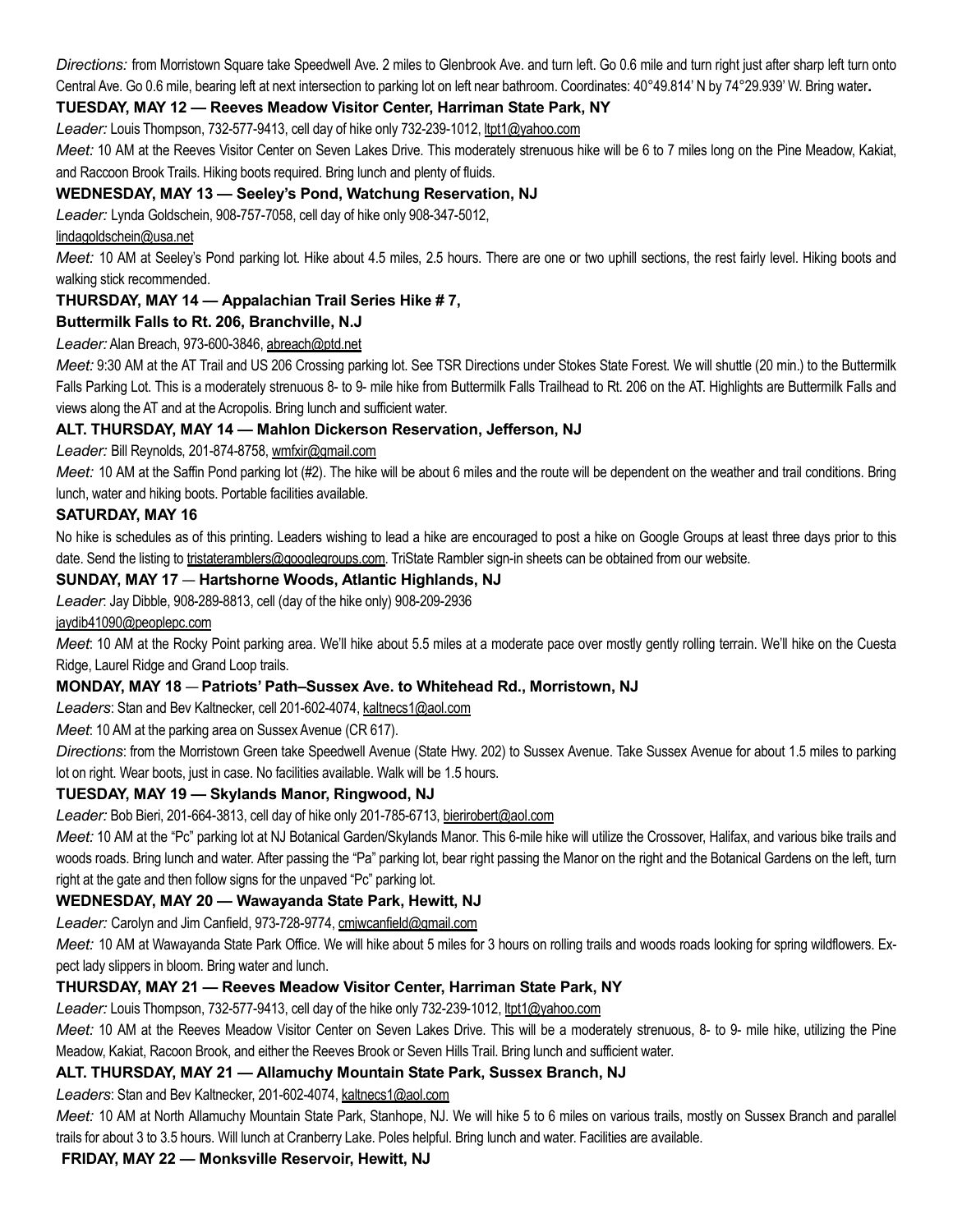*Directions:* from Morristown Square take Speedwell Ave. 2 miles to Glenbrook Ave. and turn left. Go 0.6 mile and turn right just after sharp left turn onto Central Ave. Go 0.6 mile, bearing left at next intersection to parking lot on left near bathroom. Coordinates: 40°49.814' N by 74°29.939' W. Bring water**.**

**TUESDAY, MAY 12 — Reeves Meadow Visitor Center, Harriman State Park, NY**

*Leader:* Louis Thompson, 732-577-9413, cell day of hike only 732-239-1012, ltpt1@yahoo.com

*Meet:* 10 AM at the Reeves Visitor Center on Seven Lakes Drive. This moderately strenuous hike will be 6 to 7 miles long on the Pine Meadow, Kakiat, and Raccoon Brook Trails. Hiking boots required. Bring lunch and plenty of fluids.

**WEDNESDAY, MAY 13 — Seeley's Pond, Watchung Reservation, NJ**

*Leader:* Lynda Goldschein, 908-757-7058, cell day of hike only 908-347-5012, lindagoldschein@usa.net

*Meet:* 10 AM at Seeley's Pond parking lot. Hike about 4.5 miles, 2.5 hours. There are one or two uphill sections, the rest fairly level. Hiking boots and walking stick recommended.

**THURSDAY, MAY 14 — Appalachian Trail Series Hike # 7, Buttermilk Falls to Rt. 206, Branchville, N.J**

*Leader:* Alan Breach, 973-600-3846, abreach@ptd.net

*Meet:* 9:30 AM at the AT Trail and US 206 Crossing parking lot. See TSR Directions under Stokes State Forest. We will shuttle (20 min.) to the Buttermilk Falls Parking Lot. This is a moderately strenuous 8- to 9- mile hike from Buttermilk Falls Trailhead to Rt. 206 on the AT. Highlights are Buttermilk Falls and views along the AT and at the Acropolis. Bring lunch and sufficient water.

**ALT. THURSDAY, MAY 14 — Mahlon Dickerson Reservation, Jefferson, NJ**

*Leader:* Bill Reynolds, 201-874-8758, wmfxir@gmail.com

*Meet:* 10 AM at the Saffin Pond parking lot (#2). The hike will be about 6 miles and the route will be dependent on the weather and trail conditions. Bring lunch, water and hiking boots. Portable facilities available.

**SATURDAY, MAY 16**

No hike is schedules as of this printing. Leaders wishing to lead a hike are encouraged to post a hike on Google Groups at least three days prior to this date. Send the listing to tristateramblers@googlegroups.com. TriState Rambler sign-in sheets can be obtained from our website.

**SUNDAY, MAY 17 — Hartshorne Woods, Atlantic Highlands, NJ**

*Leader*: Jay Dibble, 908-289-8813, cell (day of the hike only) 908-209-2936 jaydib41090@peoplepc.com

*Meet*: 10 AM at the Rocky Point parking area. We'll hike about 5.5 miles at a moderate pace over mostly gently rolling terrain. We'll hike on the Cuesta Ridge, Laurel Ridge and Grand Loop trails.

**MONDAY, MAY 18 — Patriots' Path–Sussex Ave. to Whitehead Rd., Morristown, NJ**

*Leaders*: Stan and Bev Kaltnecker, cell 201-602-4074, kaltnecs1@aol.com

*Meet*: 10 AM at the parking area on Sussex Avenue (CR 617).

*Directions*: from the Morristown Green take Speedwell Avenue (State Hwy. 202) to Sussex Avenue. Take Sussex Avenue for about 1.5 miles to parking lot on right. Wear boots, just in case. No facilities available. Walk will be 1.5 hours.

**TUESDAY, MAY 19 — Skylands Manor, Ringwood, NJ**

*Leader:* Bob Bieri, 201-664-3813, cell day of hike only 201-785-6713, bierirobert@aol.com

*Meet:* 10 AM at the "Pc" parking lot at NJ Botanical Garden/Skylands Manor. This 6-mile hike will utilize the Crossover, Halifax, and various bike trails and woods roads. Bring lunch and water. After passing the "Pa" parking lot, bear right passing the Manor on the right and the Botanical Gardens on the left, turn right at the gate and then follow signs for the unpaved "Pc" parking lot.

**WEDNESDAY, MAY 20 — Wawayanda State Park, Hewitt, NJ**

*Leader:* Carolyn and Jim Canfield, 973-728-9774, cmjwcanfield@gmail.com

*Meet:* 10 AM at Wawayanda State Park Office. We will hike about 5 miles for 3 hours on rolling trails and woods roads looking for spring wildflowers. Expect lady slippers in bloom. Bring water and lunch.

**THURSDAY, MAY 21 — Reeves Meadow Visitor Center, Harriman State Park, NY**

*Leader:* Louis Thompson, 732-577-9413, cell day of the hike only 732-239-1012, ltpt1@yahoo.com

*Meet:* 10 AM at the Reeves Meadow Visitor Center on Seven Lakes Drive. This will be a moderately strenuous, 8- to 9- mile hike, utilizing the Pine Meadow, Kakiat, Racoon Brook, and either the Reeves Brook or Seven Hills Trail. Bring lunch and sufficient water.

**ALT. THURSDAY, MAY 21 — Allamuchy Mountain State Park, Sussex Branch, NJ**

*Leaders*: Stan and Bev Kaltnecker, 201-602-4074, kaltnecs1@aol.com

*Meet:* 10 AM at North Allamuchy Mountain State Park, Stanhope, NJ. We will hike 5 to 6 miles on various trails, mostly on Sussex Branch and parallel trails for about 3 to 3.5 hours. Will lunch at Cranberry Lake. Poles helpful. Bring lunch and water. Facilities are available.

**FRIDAY, MAY 22 — Monksville Reservoir, Hewitt, NJ**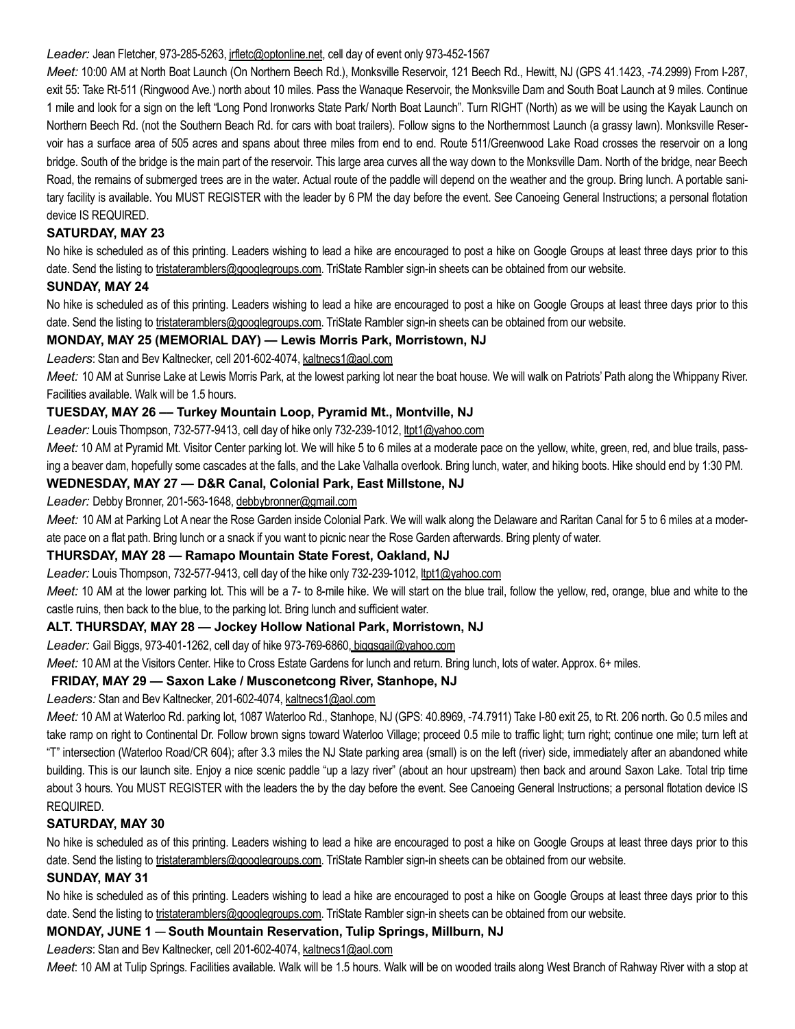*Leader:* Jean Fletcher, 973-285-5263, jrfletc@optonline.net, cell day of event only 973-452-1567

*Meet:* 10:00 AM at North Boat Launch (On Northern Beech Rd.), Monksville Reservoir, 121 Beech Rd., Hewitt, NJ (GPS 41.1423, -74.2999) From I-287, exit 55: Take Rt-511 (Ringwood Ave.) north about 10 miles. Pass the Wanaque Reservoir, the Monksville Dam and South Boat Launch at 9 miles. Continue 1 mile and look for a sign on the left "Long Pond Ironworks State Park/ North Boat Launch". Turn RIGHT (North) as we will be using the Kayak Launch on Northern Beech Rd. (not the Southern Beach Rd. for cars with boat trailers). Follow signs to the Northernmost Launch (a grassy lawn). Monksville Reservoir has a surface area of 505 acres and spans about three miles from end to end. Route 511/Greenwood Lake Road crosses the reservoir on a long bridge. South of the bridge is the main part of the reservoir. This large area curves all the way down to the Monksville Dam. North of the bridge, near Beech Road, the remains of submerged trees are in the water. Actual route of the paddle will depend on the weather and the group. Bring lunch. A portable sanitary facility is available. You MUST REGISTER with the leader by 6 PM the day before the event. See Canoeing General Instructions; a personal flotation device IS REQUIRED.

**SATURDAY, MAY 23**

No hike is scheduled as of this printing. Leaders wishing to lead a hike are encouraged to post a hike on Google Groups at least three days prior to this date. Send the listing to tristateramblers@googlegroups.com. TriState Rambler sign-in sheets can be obtained from our website.

**SUNDAY, MAY 24**

No hike is scheduled as of this printing. Leaders wishing to lead a hike are encouraged to post a hike on Google Groups at least three days prior to this date. Send the listing to tristateramblers@googlegroups.com. TriState Rambler sign-in sheets can be obtained from our website.

**MONDAY, MAY 25 (MEMORIAL DAY) — Lewis Morris Park, Morristown, NJ**

*Leaders*: Stan and Bev Kaltnecker, cell 201-602-4074, kaltnecs1@aol.com

*Meet:* 10 AM at Sunrise Lake at Lewis Morris Park, at the lowest parking lot near the boat house. We will walk on Patriots' Path along the Whippany River. Facilities available. Walk will be 1.5 hours.

**TUESDAY, MAY 26 — Turkey Mountain Loop, Pyramid Mt., Montville, NJ**

*Leader:* Louis Thompson, 732-577-9413, cell day of hike only 732-239-1012, ltpt1@yahoo.com

*Meet:* 10 AM at Pyramid Mt. Visitor Center parking lot. We will hike 5 to 6 miles at a moderate pace on the yellow, white, green, red, and blue trails, passing a beaver dam, hopefully some cascades at the falls, and the Lake Valhalla overlook. Bring lunch, water, and hiking boots. Hike should end by 1:30 PM.

**WEDNESDAY, MAY 27 — D&R Canal, Colonial Park, East Millstone, NJ**

*Leader:* Debby Bronner, 201-563-1648, debbybronner@gmail.com

*Meet:* 10 AM at Parking Lot A near the Rose Garden inside Colonial Park. We will walk along the Delaware and Raritan Canal for 5 to 6 miles at a moderate pace on a flat path. Bring lunch or a snack if you want to picnic near the Rose Garden afterwards. Bring plenty of water.

**THURSDAY, MAY 28 — Ramapo Mountain State Forest, Oakland, NJ**

*Leader:* Louis Thompson, 732-577-9413, cell day of the hike only 732-239-1012, ltpt1@yahoo.com

*Meet:* 10 AM at the lower parking lot. This will be a 7- to 8-mile hike. We will start on the blue trail, follow the yellow, red, orange, blue and white to the castle ruins, then back to the blue, to the parking lot. Bring lunch and sufficient water.

**ALT. THURSDAY, MAY 28 — Jockey Hollow National Park, Morristown, NJ**

*Leader:* Gail Biggs, 973-401-1262, cell day of hike 973-769-6860, biggsgail@yahoo.com

*Meet:* 10 AM at the Visitors Center. Hike to Cross Estate Gardens for lunch and return. Bring lunch, lots of water. Approx. 6+ miles.

**FRIDAY, MAY 29 — Saxon Lake / Musconetcong River, Stanhope, NJ**

*Leaders:* Stan and Bev Kaltnecker, 201-602-4074, kaltnecs1@aol.com

*Meet:* 10 AM at Waterloo Rd. parking lot, 1087 Waterloo Rd., Stanhope, NJ (GPS: 40.8969, -74.7911) Take I-80 exit 25, to Rt. 206 north. Go 0.5 miles and take ramp on right to Continental Dr. Follow brown signs toward Waterloo Village; proceed 0.5 mile to traffic light; turn right; continue one mile; turn left at "T" intersection (Waterloo Road/CR 604); after 3.3 miles the NJ State parking area (small) is on the left (river) side, immediately after an abandoned white building. This is our launch site. Enjoy a nice scenic paddle "up a lazy river" (about an hour upstream) then back and around Saxon Lake. Total trip time about 3 hours. You MUST REGISTER with the leaders the by the day before the event. See Canoeing General Instructions; a personal flotation device IS REQUIRED.

**SATURDAY, MAY 30**

No hike is scheduled as of this printing. Leaders wishing to lead a hike are encouraged to post a hike on Google Groups at least three days prior to this date. Send the listing to tristateramblers@googlegroups.com. TriState Rambler sign-in sheets can be obtained from our website.

**SUNDAY, MAY 31**

No hike is scheduled as of this printing. Leaders wishing to lead a hike are encouraged to post a hike on Google Groups at least three days prior to this date. Send the listing to tristateramblers@googlegroups.com. TriState Rambler sign-in sheets can be obtained from our website.

**MONDAY, JUNE 1 — South Mountain Reservation, Tulip Springs, Millburn, NJ**

*Leaders*: Stan and Bev Kaltnecker, cell 201-602-4074, kaltnecs1@aol.com

*Meet*: 10 AM at Tulip Springs. Facilities available. Walk will be 1.5 hours. Walk will be on wooded trails along West Branch of Rahway River with a stop at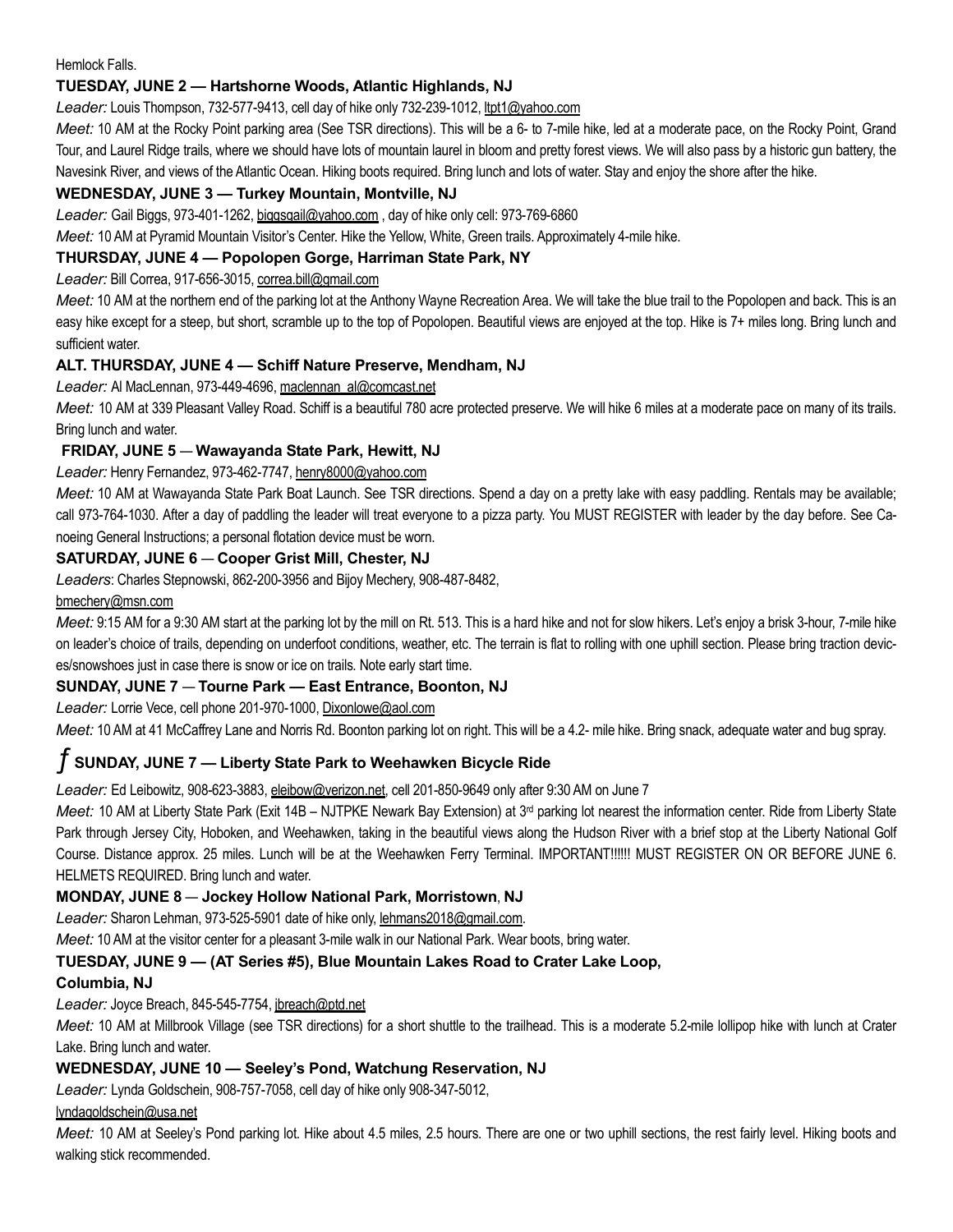Hemlock Falls.

**TUESDAY, JUNE 2 — Hartshorne Woods, Atlantic Highlands, NJ**

*Leader:* Louis Thompson, 732-577-9413, cell day of hike only 732-239-1012, ltpt1@yahoo.com

*Meet:* 10 AM at the Rocky Point parking area (See TSR directions). This will be a 6- to 7-mile hike, led at a moderate pace, on the Rocky Point, Grand Tour, and Laurel Ridge trails, where we should have lots of mountain laurel in bloom and pretty forest views. We will also pass by a historic gun battery, the Navesink River, and views of the Atlantic Ocean. Hiking boots required. Bring lunch and lots of water. Stay and enjoy the shore after the hike.

**WEDNESDAY, JUNE 3 — Turkey Mountain, Montville, NJ**

*Leader:* Gail Biggs, 973-401-1262, biggsgail@yahoo.com , day of hike only cell: 973-769-6860

*Meet:* 10 AM at Pyramid Mountain Visitor's Center. Hike the Yellow, White, Green trails. Approximately 4-mile hike.

**THURSDAY, JUNE 4 — Popolopen Gorge, Harriman State Park, NY**

*Leader:* Bill Correa, 917-656-3015, correa.bill@gmail.com

*Meet:* 10 AM at the northern end of the parking lot at the Anthony Wayne Recreation Area. We will take the blue trail to the Popolopen and back. This is an easy hike except for a steep, but short, scramble up to the top of Popolopen. Beautiful views are enjoyed at the top. Hike is 7+ miles long. Bring lunch and sufficient water.

**ALT. THURSDAY, JUNE 4 — Schiff Nature Preserve, Mendham, NJ**

*Leader:* Al MacLennan, 973-449-4696, maclennan_al@comcast.net

*Meet:* 10 AM at 339 Pleasant Valley Road. Schiff is a beautiful 780 acre protected preserve. We will hike 6 miles at a moderate pace on many of its trails. Bring lunch and water.

**FRIDAY, JUNE 5 — Wawayanda State Park, Hewitt, NJ**

*Leader:* Henry Fernandez, 973-462-7747, henry8000@yahoo.com

*Meet:* 10 AM at Wawayanda State Park Boat Launch. See TSR directions. Spend a day on a pretty lake with easy paddling. Rentals may be available; call 973-764-1030. After a day of paddling the leader will treat everyone to a pizza party. You MUST REGISTER with leader by the day before. See Canoeing General Instructions; a personal flotation device must be worn.

**SATURDAY, JUNE 6 — Cooper Grist Mill, Chester, NJ**

*Leaders*: Charles Stepnowski, 862-200-3956 and Bijoy Mechery, 908-487-8482, bmechery@msn.com

*Meet:* 9:15 AM for a 9:30 AM start at the parking lot by the mill on Rt. 513. This is a hard hike and not for slow hikers. Let's enjoy a brisk 3-hour, 7-mile hike on leader's choice of trails, depending on underfoot conditions, weather, etc. The terrain is flat to rolling with one uphill section. Please bring traction devices/snowshoes just in case there is snow or ice on trails. Note early start time.

**SUNDAY, JUNE 7 — Tourne Park — East Entrance, Boonton, NJ**

*Leader:* Lorrie Vece, cell phone 201-970-1000, Dixonlowe@aol.com

*Meet:* 10 AM at 41 McCaffrey Lane and Norris Rd. Boonton parking lot on right. This will be a 4.2- mile hike. Bring snack, adequate water and bug spray.

**ƒ SUNDAY, JUNE 7 — Liberty State Park to Weehawken Bicycle Ride**

*Leader:* Ed Leibowitz, 908-623-3883, eleibow@verizon.net, cell 201-850-9649 only after 9:30 AM on June 7

*Meet:* 10 AM at Liberty State Park (Exit 14B – NJTPKE Newark Bay Extension) at 3rd parking lot nearest the information center. Ride from Liberty State Park through Jersey City, Hoboken, and Weehawken, taking in the beautiful views along the Hudson River with a brief stop at the Liberty National Golf Course. Distance approx. 25 miles. Lunch will be at the Weehawken Ferry Terminal. IMPORTANT!!!!!! MUST REGISTER ON OR BEFORE JUNE 6. HELMETS REQUIRED. Bring lunch and water.

**MONDAY, JUNE 8 — Jockey Hollow National Park, Morristown, NJ**

*Leader:* Sharon Lehman, 973-525-5901 date of hike only, lehmans2018@gmail.com.

*Meet:* 10 AM at the visitor center for a pleasant 3-mile walk in our National Park. Wear boots, bring water.

**TUESDAY, JUNE 9 — (AT Series #5), Blue Mountain Lakes Road to Crater Lake Loop, Columbia, NJ**

*Leader:* Joyce Breach, 845-545-7754, jbreach@ptd.net

*Meet:* 10 AM at Millbrook Village (see TSR directions) for a short shuttle to the trailhead. This is a moderate 5.2-mile lollipop hike with lunch at Crater Lake. Bring lunch and water.

**WEDNESDAY, JUNE 10 — Seeley's Pond, Watchung Reservation, NJ**

*Leader:* Lynda Goldschein, 908-757-7058, cell day of hike only 908-347-5012, lyndagoldschein@usa.net

*Meet:* 10 AM at Seeley's Pond parking lot. Hike about 4.5 miles, 2.5 hours. There are one or two uphill sections, the rest fairly level. Hiking boots and walking stick recommended.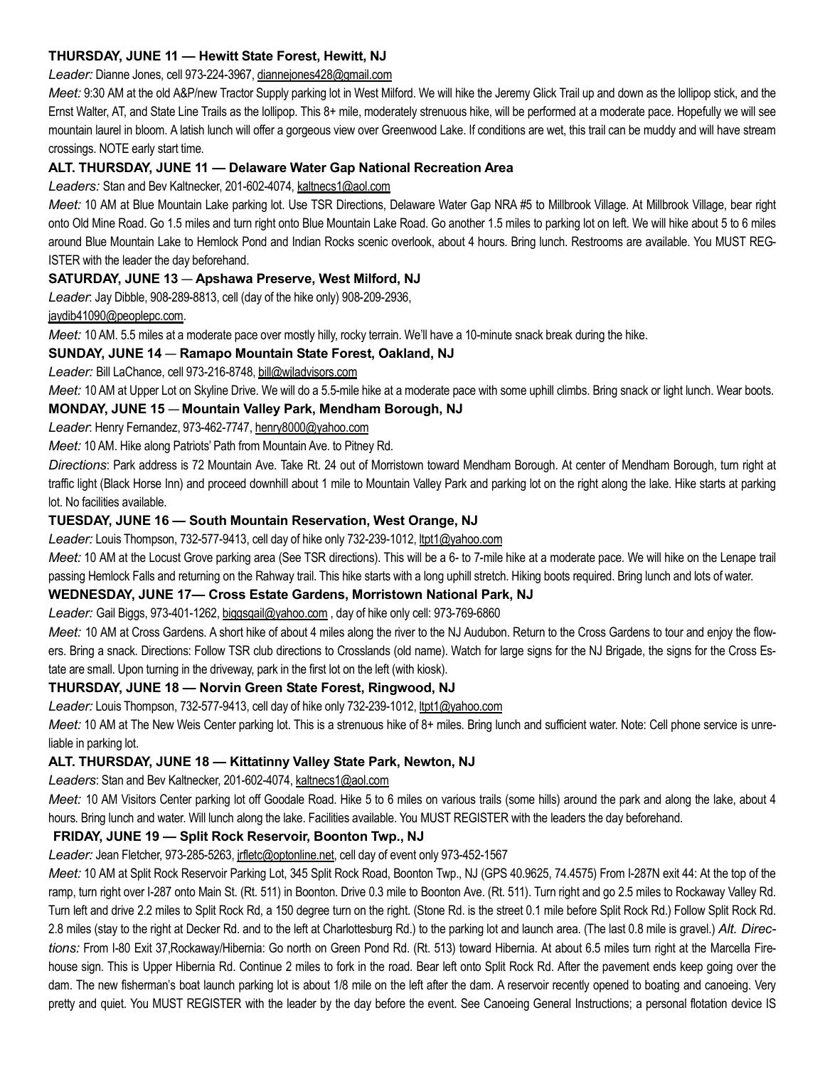**THURSDAY, JUNE 11 — Hewitt State Forest, Hewitt, NJ**

*Leader:* Dianne Jones, cell 973-224-3967, diannejones428@gmail.com

*Meet:* 9:30 AM at the old A&P/new Tractor Supply parking lot in West Milford. We will hike the Jeremy Glick Trail up and down as the lollipop stick, and the Ernst Walter, AT, and State Line Trails as the lollipop. This 8+ mile, moderately strenuous hike, will be performed at a moderate pace. Hopefully we will see mountain laurel in bloom. A latish lunch will offer a gorgeous view over Greenwood Lake. If conditions are wet, this trail can be muddy and will have stream crossings. NOTE early start time.

**ALT. THURSDAY, JUNE 11 — Delaware Water Gap National Recreation Area**

*Leaders:* Stan and Bev Kaltnecker, 201-602-4074, kaltnecs1@aol.com

*Meet:* 10 AM at Blue Mountain Lake parking lot. Use TSR Directions, Delaware Water Gap NRA #5 to Millbrook Village. At Millbrook Village, bear right onto Old Mine Road. Go 1.5 miles and turn right onto Blue Mountain Lake Road. Go another 1.5 miles to parking lot on left. We will hike about 5 to 6 miles around Blue Mountain Lake to Hemlock Pond and Indian Rocks scenic overlook, about 4 hours. Bring lunch. Restrooms are available. You MUST REGISTER with the leader the day beforehand.

**SATURDAY, JUNE 13 — Apshawa Preserve, West Milford, NJ**

*Leader*: Jay Dibble, 908-289-8813, cell (day of the hike only) 908-209-2936, jaydib41090@peoplepc.com.

*Meet:* 10 AM. 5.5 miles at a moderate pace over mostly hilly, rocky terrain. We'll have a 10-minute snack break during the hike.

**SUNDAY, JUNE 14 — Ramapo Mountain State Forest, Oakland, NJ**

*Leader:* Bill LaChance, cell 973-216-8748, bill@wjladvisors.com

*Meet:* 10 AM at Upper Lot on Skyline Drive. We will do a 5.5-mile hike at a moderate pace with some uphill climbs. Bring snack or light lunch. Wear boots.

**MONDAY, JUNE 15 — Mountain Valley Park, Mendham Borough, NJ**

*Leader*: Henry Fernandez, 973-462-7747, henry8000@yahoo.com

*Meet:* 10 AM. Hike along Patriots' Path from Mountain Ave. to Pitney Rd.

*Directions*: Park address is 72 Mountain Ave. Take Rt. 24 out of Morristown toward Mendham Borough. At center of Mendham Borough, turn right at traffic light (Black Horse Inn) and proceed downhill about 1 mile to Mountain Valley Park and parking lot on the right along the lake. Hike starts at parking lot. No facilities available.

**TUESDAY, JUNE 16 — South Mountain Reservation, West Orange, NJ**

*Leader:* Louis Thompson, 732-577-9413, cell day of hike only 732-239-1012, ltpt1@yahoo.com

*Meet:* 10 AM at the Locust Grove parking area (See TSR directions). This will be a 6- to 7-mile hike at a moderate pace. We will hike on the Lenape trail passing Hemlock Falls and returning on the Rahway trail. This hike starts with a long uphill stretch. Hiking boots required. Bring lunch and lots of water.

**WEDNESDAY, JUNE 17— Cross Estate Gardens, Morristown National Park, NJ**

*Leader:* Gail Biggs, 973-401-1262, biggsgail@yahoo.com , day of hike only cell: 973-769-6860

*Meet:* 10 AM at Cross Gardens. A short hike of about 4 miles along the river to the NJ Audubon. Return to the Cross Gardens to tour and enjoy the flowers. Bring a snack. Directions: Follow TSR club directions to Crosslands (old name). Watch for large signs for the NJ Brigade, the signs for the Cross Estate are small. Upon turning in the driveway, park in the first lot on the left (with kiosk).

**THURSDAY, JUNE 18 — Norvin Green State Forest, Ringwood, NJ**

*Leader:* Louis Thompson, 732-577-9413, cell day of hike only 732-239-1012, ltpt1@yahoo.com

*Meet:* 10 AM at The New Weis Center parking lot. This is a strenuous hike of 8+ miles. Bring lunch and sufficient water. Note: Cell phone service is unreliable in parking lot.

**ALT. THURSDAY, JUNE 18 — Kittatinny Valley State Park, Newton, NJ**

*Leaders*: Stan and Bev Kaltnecker, 201-602-4074, kaltnecs1@aol.com

*Meet:* 10 AM Visitors Center parking lot off Goodale Road. Hike 5 to 6 miles on various trails (some hills) around the park and along the lake, about 4 hours. Bring lunch and water. Will lunch along the lake. Facilities available. You MUST REGISTER with the leaders the day beforehand.

**FRIDAY, JUNE 19 — Split Rock Reservoir, Boonton Twp., NJ**

*Leader:* Jean Fletcher, 973-285-5263, jrfletc@optonline.net, cell day of event only 973-452-1567

*Meet:* 10 AM at Split Rock Reservoir Parking Lot, 345 Split Rock Road, Boonton Twp., NJ (GPS 40.9625, 74.4575) From I-287N exit 44: At the top of the ramp, turn right over I-287 onto Main St. (Rt. 511) in Boonton. Drive 0.3 mile to Boonton Ave. (Rt. 511). Turn right and go 2.5 miles to Rockaway Valley Rd. Turn left and drive 2.2 miles to Split Rock Rd, a 150 degree turn on the right. (Stone Rd. is the street 0.1 mile before Split Rock Rd.) Follow Split Rock Rd. 2.8 miles (stay to the right at Decker Rd. and to the left at Charlottesburg Rd.) to the parking lot and launch area. (The last 0.8 mile is gravel.) *Alt. Directions:* From I-80 Exit 37,Rockaway/Hibernia: Go north on Green Pond Rd. (Rt. 513) toward Hibernia. At about 6.5 miles turn right at the Marcella Firehouse sign. This is Upper Hibernia Rd. Continue 2 miles to fork in the road. Bear left onto Split Rock Rd. After the pavement ends keep going over the dam. The new fisherman's boat launch parking lot is about 1/8 mile on the left after the dam. A reservoir recently opened to boating and canoeing. Very pretty and quiet. You MUST REGISTER with the leader by the day before the event. See Canoeing General Instructions; a personal flotation device IS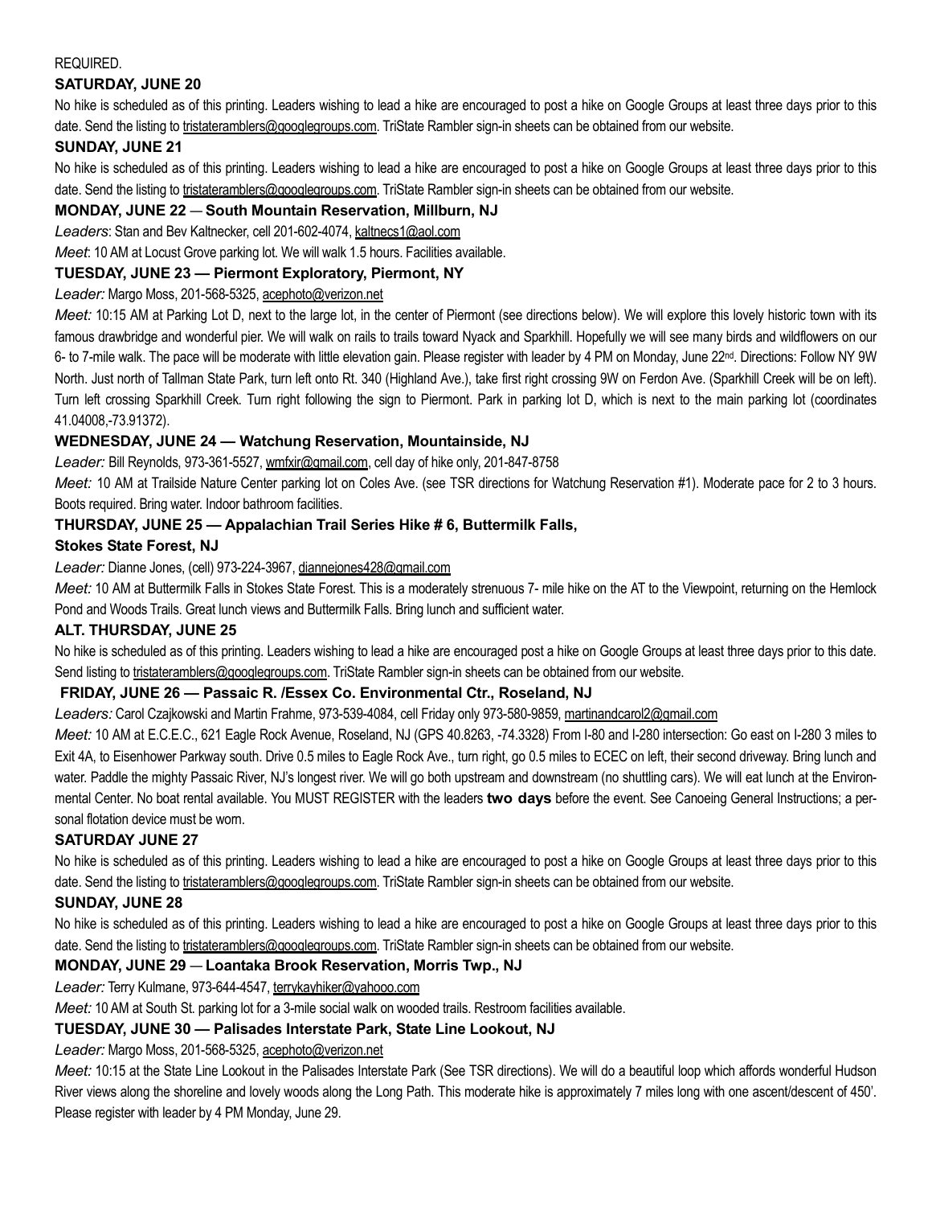REQUIRED.

**SATURDAY, JUNE 20**

No hike is scheduled as of this printing. Leaders wishing to lead a hike are encouraged to post a hike on Google Groups at least three days prior to this date. Send the listing to tristateramblers@googlegroups.com. TriState Rambler sign-in sheets can be obtained from our website.

**SUNDAY, JUNE 21**

No hike is scheduled as of this printing. Leaders wishing to lead a hike are encouraged to post a hike on Google Groups at least three days prior to this date. Send the listing to tristateramblers@googlegroups.com. TriState Rambler sign-in sheets can be obtained from our website.

**MONDAY, JUNE 22 — South Mountain Reservation, Millburn, NJ**

*Leaders*: Stan and Bev Kaltnecker, cell 201-602-4074, kaltnecs1@aol.com

*Meet*: 10 AM at Locust Grove parking lot. We will walk 1.5 hours. Facilities available.

**TUESDAY, JUNE 23 — Piermont Exploratory, Piermont, NY**

*Leader:* Margo Moss, 201-568-5325, acephoto@verizon.net

*Meet:* 10:15 AM at Parking Lot D, next to the large lot, in the center of Piermont (see directions below). We will explore this lovely historic town with its famous drawbridge and wonderful pier. We will walk on rails to trails toward Nyack and Sparkhill. Hopefully we will see many birds and wildflowers on our 6- to 7-mile walk. The pace will be moderate with little elevation gain. Please register with leader by 4 PM on Monday, June 22nd. Directions: Follow NY 9W North. Just north of Tallman State Park, turn left onto Rt. 340 (Highland Ave.), take first right crossing 9W on Ferdon Ave. (Sparkhill Creek will be on left). Turn left crossing Sparkhill Creek. Turn right following the sign to Piermont. Park in parking lot D, which is next to the main parking lot (coordinates 41.04008,-73.91372).

**WEDNESDAY, JUNE 24 — Watchung Reservation, Mountainside, NJ**

*Leader:* Bill Reynolds, 973-361-5527, wmfxir@gmail.com, cell day of hike only, 201-847-8758

*Meet:* 10 AM at Trailside Nature Center parking lot on Coles Ave. (see TSR directions for Watchung Reservation #1). Moderate pace for 2 to 3 hours. Boots required. Bring water. Indoor bathroom facilities.

**THURSDAY, JUNE 25 — Appalachian Trail Series Hike # 6, Buttermilk Falls, Stokes State Forest, NJ**

*Leader:* Dianne Jones, (cell) 973-224-3967, diannejones428@gmail.com

*Meet:* 10 AM at Buttermilk Falls in Stokes State Forest. This is a moderately strenuous 7- mile hike on the AT to the Viewpoint, returning on the Hemlock Pond and Woods Trails. Great lunch views and Buttermilk Falls. Bring lunch and sufficient water.

**ALT. THURSDAY, JUNE 25**

No hike is scheduled as of this printing. Leaders wishing to lead a hike are encouraged post a hike on Google Groups at least three days prior to this date. Send listing to tristateramblers@googlegroups.com. TriState Rambler sign-in sheets can be obtained from our website.

**FRIDAY, JUNE 26 — Passaic R. /Essex Co. Environmental Ctr., Roseland, NJ**

*Leaders:* Carol Czajkowski and Martin Frahme, 973-539-4084, cell Friday only 973-580-9859, martinandcarol2@gmail.com

*Meet:* 10 AM at E.C.E.C., 621 Eagle Rock Avenue, Roseland, NJ (GPS 40.8263, -74.3328) From I-80 and I-280 intersection: Go east on I-280 3 miles to Exit 4A, to Eisenhower Parkway south. Drive 0.5 miles to Eagle Rock Ave., turn right, go 0.5 miles to ECEC on left, their second driveway. Bring lunch and water. Paddle the mighty Passaic River, NJ's longest river. We will go both upstream and downstream (no shuttling cars). We will eat lunch at the Environmental Center. No boat rental available. You MUST REGISTER with the leaders **two days** before the event. See Canoeing General Instructions; a personal flotation device must be worn.

**SATURDAY JUNE 27**

No hike is scheduled as of this printing. Leaders wishing to lead a hike are encouraged to post a hike on Google Groups at least three days prior to this date. Send the listing to tristateramblers@googlegroups.com. TriState Rambler sign-in sheets can be obtained from our website.

**SUNDAY, JUNE 28**

No hike is scheduled as of this printing. Leaders wishing to lead a hike are encouraged to post a hike on Google Groups at least three days prior to this date. Send the listing to tristateramblers@googlegroups.com. TriState Rambler sign-in sheets can be obtained from our website.

**MONDAY, JUNE 29 — Loantaka Brook Reservation, Morris Twp., NJ**

*Leader:* Terry Kulmane, 973-644-4547, terrykayhiker@yahooo.com

*Meet:* 10 AM at South St. parking lot for a 3-mile social walk on wooded trails. Restroom facilities available.

**TUESDAY, JUNE 30 — Palisades Interstate Park, State Line Lookout, NJ**

*Leader:* Margo Moss, 201-568-5325, acephoto@verizon.net

*Meet:* 10:15 at the State Line Lookout in the Palisades Interstate Park (See TSR directions). We will do a beautiful loop which affords wonderful Hudson River views along the shoreline and lovely woods along the Long Path. This moderate hike is approximately 7 miles long with one ascent/descent of 450'. Please register with leader by 4 PM Monday, June 29.